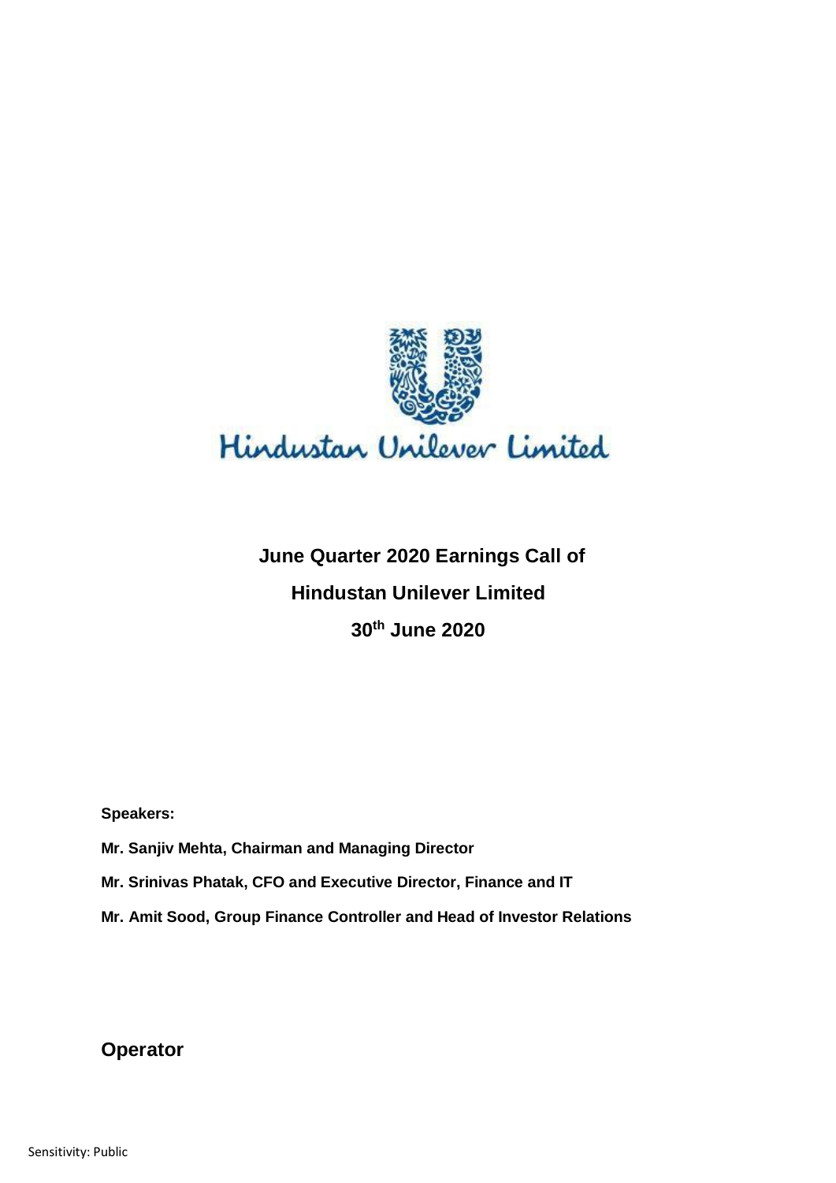Hindustan Unilever Limited

**June Quarter 2020 Earnings Call of**

**Hindustan Unilever Limited**

**30th June 2020**

**Speakers:**

**Mr. Sanjiv Mehta, Chairman and Managing Director**

**Mr. Srinivas Phatak, CFO and Executive Director, Finance and IT**

**Mr. Amit Sood, Group Finance Controller and Head of Investor Relations**

## Operator

Sensitivity: Public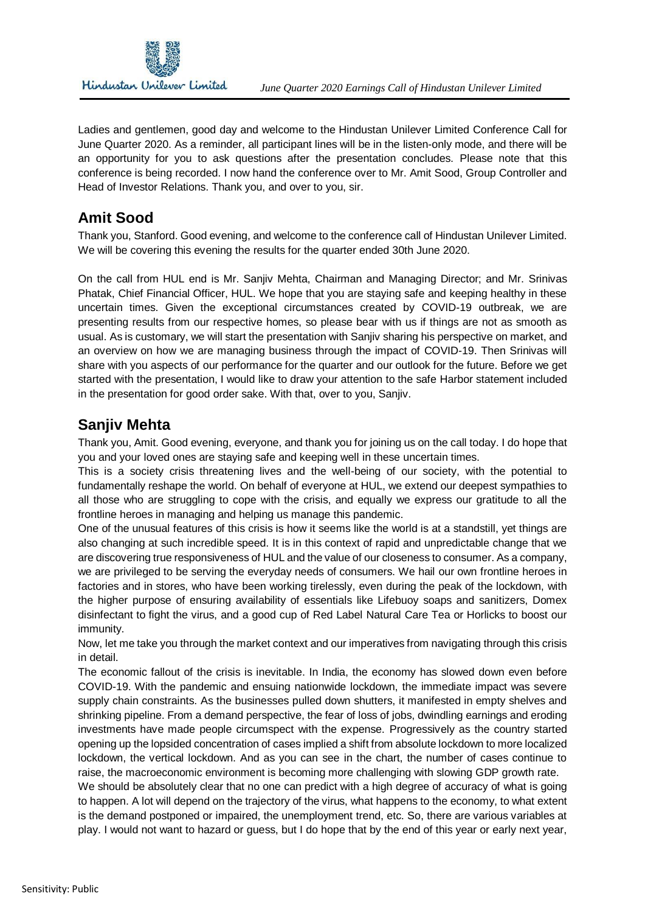Ladies and gentlemen, good day and welcome to the Hindustan Unilever Limited Conference Call for June Quarter 2020. As a reminder, all participant lines will be in the listen-only mode, and there will be an opportunity for you to ask questions after the presentation concludes. Please note that this conference is being recorded. I now hand the conference over to Mr. Amit Sood, Group Controller and Head of Investor Relations. Thank you, and over to you, sir.

## Amit Sood

Thank you, Stanford. Good evening, and welcome to the conference call of Hindustan Unilever Limited. We will be covering this evening the results for the quarter ended 30th June 2020.

On the call from HUL end is Mr. Sanjiv Mehta, Chairman and Managing Director; and Mr. Srinivas Phatak, Chief Financial Officer, HUL. We hope that you are staying safe and keeping healthy in these uncertain times. Given the exceptional circumstances created by COVID-19 outbreak, we are presenting results from our respective homes, so please bear with us if things are not as smooth as usual. As is customary, we will start the presentation with Sanjiv sharing his perspective on market, and an overview on how we are managing business through the impact of COVID-19. Then Srinivas will share with you aspects of our performance for the quarter and our outlook for the future. Before we get started with the presentation, I would like to draw your attention to the safe Harbor statement included in the presentation for good order sake. With that, over to you, Sanjiv.

## Sanjiv Mehta

Thank you, Amit. Good evening, everyone, and thank you for joining us on the call today. I do hope that you and your loved ones are staying safe and keeping well in these uncertain times.

This is a society crisis threatening lives and the well-being of our society, with the potential to fundamentally reshape the world. On behalf of everyone at HUL, we extend our deepest sympathies to all those who are struggling to cope with the crisis, and equally we express our gratitude to all the frontline heroes in managing and helping us manage this pandemic.

One of the unusual features of this crisis is how it seems like the world is at a standstill, yet things are also changing at such incredible speed. It is in this context of rapid and unpredictable change that we are discovering true responsiveness of HUL and the value of our closeness to consumer. As a company, we are privileged to be serving the everyday needs of consumers. We hail our own frontline heroes in factories and in stores, who have been working tirelessly, even during the peak of the lockdown, with the higher purpose of ensuring availability of essentials like Lifebuoy soaps and sanitizers, Domex disinfectant to fight the virus, and a good cup of Red Label Natural Care Tea or Horlicks to boost our immunity.

Now, let me take you through the market context and our imperatives from navigating through this crisis in detail.

The economic fallout of the crisis is inevitable. In India, the economy has slowed down even before COVID-19. With the pandemic and ensuing nationwide lockdown, the immediate impact was severe supply chain constraints. As the businesses pulled down shutters, it manifested in empty shelves and shrinking pipeline. From a demand perspective, the fear of loss of jobs, dwindling earnings and eroding investments have made people circumspect with the expense. Progressively as the country started opening up the lopsided concentration of cases implied a shift from absolute lockdown to more localized lockdown, the vertical lockdown. And as you can see in the chart, the number of cases continue to raise, the macroeconomic environment is becoming more challenging with slowing GDP growth rate.

We should be absolutely clear that no one can predict with a high degree of accuracy of what is going to happen. A lot will depend on the trajectory of the virus, what happens to the economy, to what extent is the demand postponed or impaired, the unemployment trend, etc. So, there are various variables at play. I would not want to hazard or guess, but I do hope that by the end of this year or early next year,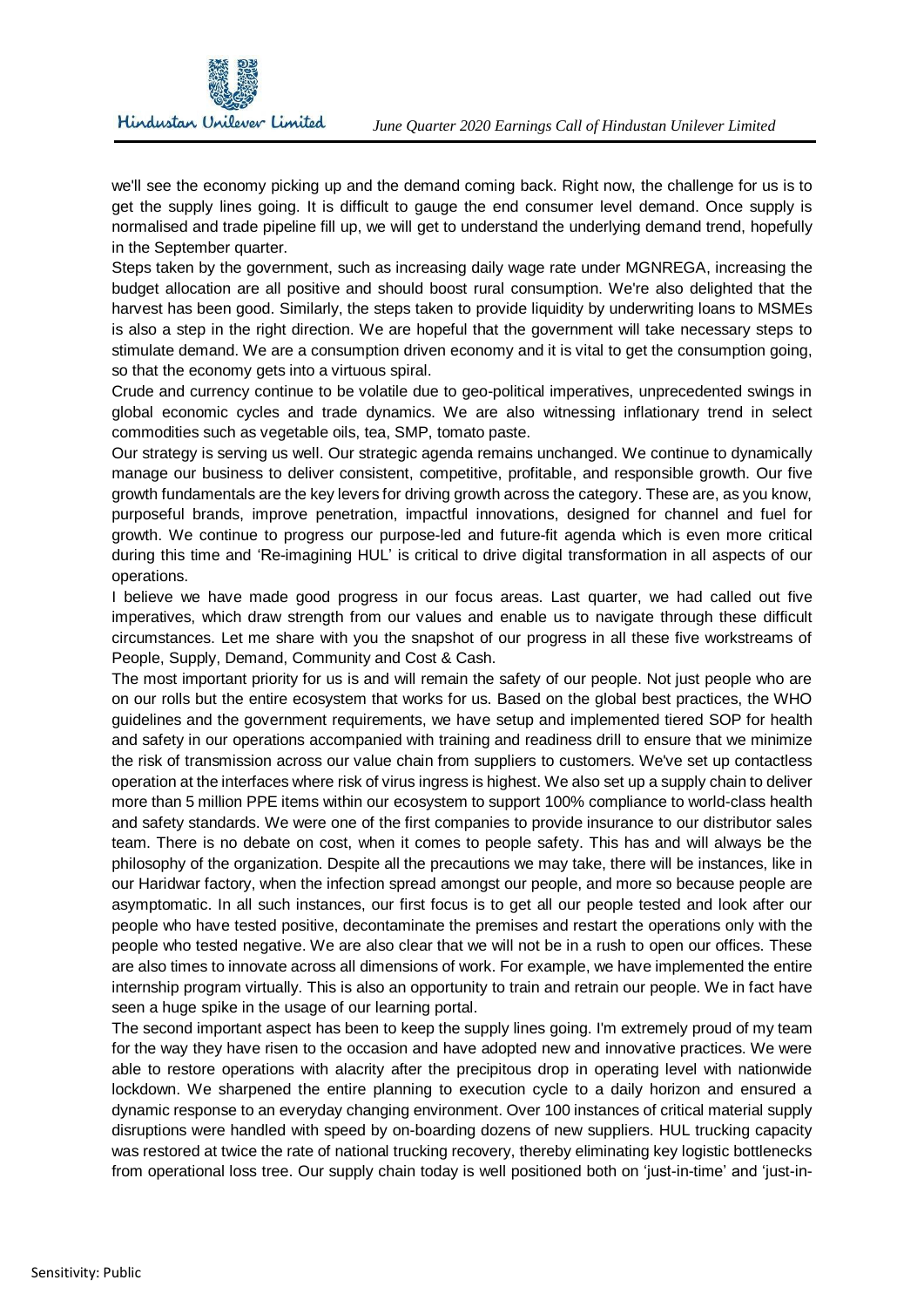we'll see the economy picking up and the demand coming back. Right now, the challenge for us is to get the supply lines going. It is difficult to gauge the end consumer level demand. Once supply is normalised and trade pipeline fill up, we will get to understand the underlying demand trend, hopefully in the September quarter.

Steps taken by the government, such as increasing daily wage rate under MGNREGA, increasing the budget allocation are all positive and should boost rural consumption. We're also delighted that the harvest has been good. Similarly, the steps taken to provide liquidity by underwriting loans to MSMEs is also a step in the right direction. We are hopeful that the government will take necessary steps to stimulate demand. We are a consumption driven economy and it is vital to get the consumption going, so that the economy gets into a virtuous spiral.

Crude and currency continue to be volatile due to geo-political imperatives, unprecedented swings in global economic cycles and trade dynamics. We are also witnessing inflationary trend in select commodities such as vegetable oils, tea, SMP, tomato paste.

Our strategy is serving us well. Our strategic agenda remains unchanged. We continue to dynamically manage our business to deliver consistent, competitive, profitable, and responsible growth. Our five growth fundamentals are the key levers for driving growth across the category. These are, as you know, purposeful brands, improve penetration, impactful innovations, designed for channel and fuel for growth. We continue to progress our purpose-led and future-fit agenda which is even more critical during this time and 'Re-imagining HUL' is critical to drive digital transformation in all aspects of our operations.

I believe we have made good progress in our focus areas. Last quarter, we had called out five imperatives, which draw strength from our values and enable us to navigate through these difficult circumstances. Let me share with you the snapshot of our progress in all these five workstreams of People, Supply, Demand, Community and Cost & Cash.

The most important priority for us is and will remain the safety of our people. Not just people who are on our rolls but the entire ecosystem that works for us. Based on the global best practices, the WHO guidelines and the government requirements, we have setup and implemented tiered SOP for health and safety in our operations accompanied with training and readiness drill to ensure that we minimize the risk of transmission across our value chain from suppliers to customers. We've set up contactless operation at the interfaces where risk of virus ingress is highest. We also set up a supply chain to deliver more than 5 million PPE items within our ecosystem to support 100% compliance to world-class health and safety standards. We were one of the first companies to provide insurance to our distributor sales team. There is no debate on cost, when it comes to people safety. This has and will always be the philosophy of the organization. Despite all the precautions we may take, there will be instances, like in our Haridwar factory, when the infection spread amongst our people, and more so because people are asymptomatic. In all such instances, our first focus is to get all our people tested and look after our people who have tested positive, decontaminate the premises and restart the operations only with the people who tested negative. We are also clear that we will not be in a rush to open our offices. These are also times to innovate across all dimensions of work. For example, we have implemented the entire internship program virtually. This is also an opportunity to train and retrain our people. We in fact have seen a huge spike in the usage of our learning portal.

The second important aspect has been to keep the supply lines going. I'm extremely proud of my team for the way they have risen to the occasion and have adopted new and innovative practices. We were able to restore operations with alacrity after the precipitous drop in operating level with nationwide lockdown. We sharpened the entire planning to execution cycle to a daily horizon and ensured a dynamic response to an everyday changing environment. Over 100 instances of critical material supply disruptions were handled with speed by on-boarding dozens of new suppliers. HUL trucking capacity was restored at twice the rate of national trucking recovery, thereby eliminating key logistic bottlenecks from operational loss tree. Our supply chain today is well positioned both on 'just-in-time' and 'just-in-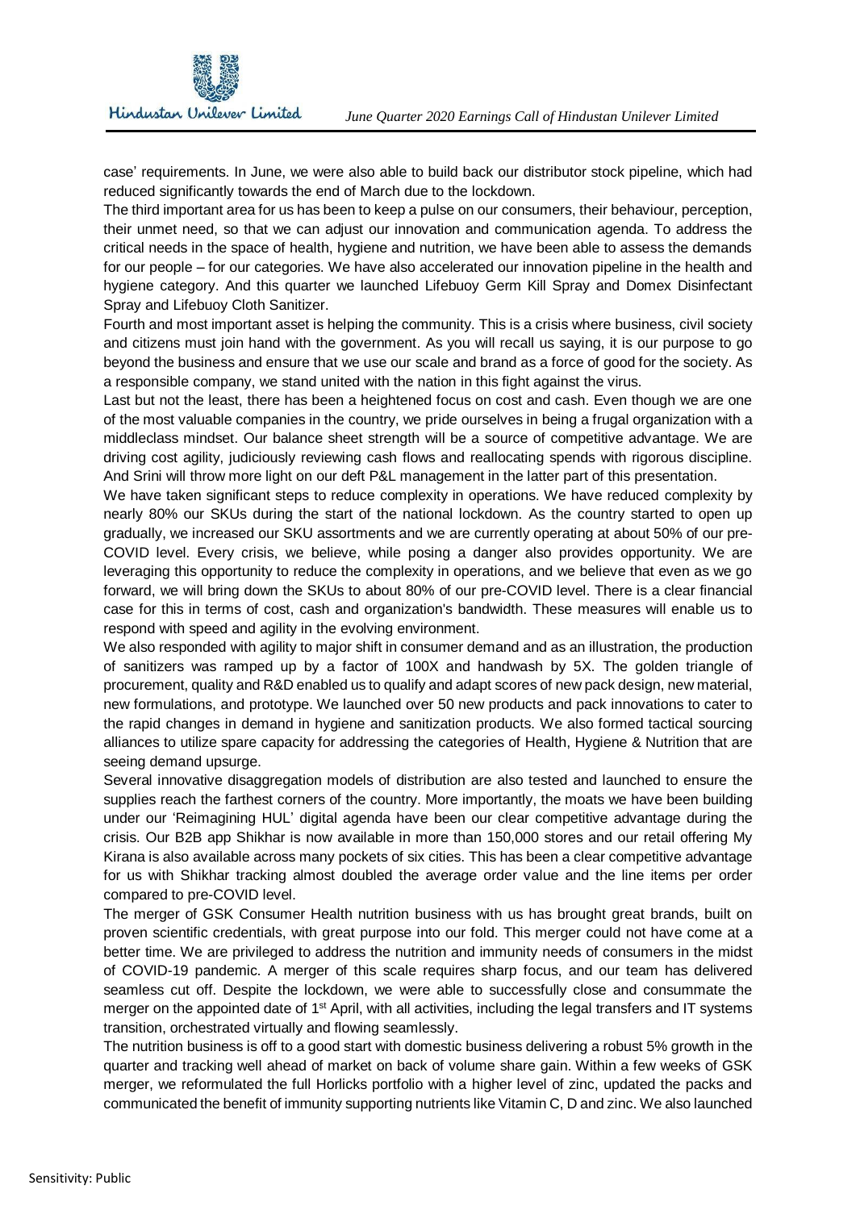case' requirements. In June, we were also able to build back our distributor stock pipeline, which had reduced significantly towards the end of March due to the lockdown.

The third important area for us has been to keep a pulse on our consumers, their behaviour, perception, their unmet need, so that we can adjust our innovation and communication agenda. To address the critical needs in the space of health, hygiene and nutrition, we have been able to assess the demands for our people – for our categories. We have also accelerated our innovation pipeline in the health and hygiene category. And this quarter we launched Lifebuoy Germ Kill Spray and Domex Disinfectant Spray and Lifebuoy Cloth Sanitizer.

Fourth and most important asset is helping the community. This is a crisis where business, civil society and citizens must join hand with the government. As you will recall us saying, it is our purpose to go beyond the business and ensure that we use our scale and brand as a force of good for the society. As a responsible company, we stand united with the nation in this fight against the virus.

Last but not the least, there has been a heightened focus on cost and cash. Even though we are one of the most valuable companies in the country, we pride ourselves in being a frugal organization with a middleclass mindset. Our balance sheet strength will be a source of competitive advantage. We are driving cost agility, judiciously reviewing cash flows and reallocating spends with rigorous discipline. And Srini will throw more light on our deft P&L management in the latter part of this presentation.

We have taken significant steps to reduce complexity in operations. We have reduced complexity by nearly 80% our SKUs during the start of the national lockdown. As the country started to open up gradually, we increased our SKU assortments and we are currently operating at about 50% of our pre-COVID level. Every crisis, we believe, while posing a danger also provides opportunity. We are leveraging this opportunity to reduce the complexity in operations, and we believe that even as we go forward, we will bring down the SKUs to about 80% of our pre-COVID level. There is a clear financial case for this in terms of cost, cash and organization's bandwidth. These measures will enable us to respond with speed and agility in the evolving environment.

We also responded with agility to major shift in consumer demand and as an illustration, the production of sanitizers was ramped up by a factor of 100X and handwash by 5X. The golden triangle of procurement, quality and R&D enabled us to qualify and adapt scores of new pack design, new material, new formulations, and prototype. We launched over 50 new products and pack innovations to cater to the rapid changes in demand in hygiene and sanitization products. We also formed tactical sourcing alliances to utilize spare capacity for addressing the categories of Health, Hygiene & Nutrition that are seeing demand upsurge.

Several innovative disaggregation models of distribution are also tested and launched to ensure the supplies reach the farthest corners of the country. More importantly, the moats we have been building under our 'Reimagining HUL' digital agenda have been our clear competitive advantage during the crisis. Our B2B app Shikhar is now available in more than 150,000 stores and our retail offering My Kirana is also available across many pockets of six cities. This has been a clear competitive advantage for us with Shikhar tracking almost doubled the average order value and the line items per order compared to pre-COVID level.

The merger of GSK Consumer Health nutrition business with us has brought great brands, built on proven scientific credentials, with great purpose into our fold. This merger could not have come at a better time. We are privileged to address the nutrition and immunity needs of consumers in the midst of COVID-19 pandemic. A merger of this scale requires sharp focus, and our team has delivered seamless cut off. Despite the lockdown, we were able to successfully close and consummate the merger on the appointed date of 1st April, with all activities, including the legal transfers and IT systems transition, orchestrated virtually and flowing seamlessly.

The nutrition business is off to a good start with domestic business delivering a robust 5% growth in the quarter and tracking well ahead of market on back of volume share gain. Within a few weeks of GSK merger, we reformulated the full Horlicks portfolio with a higher level of zinc, updated the packs and communicated the benefit of immunity supporting nutrients like Vitamin C, D and zinc. We also launched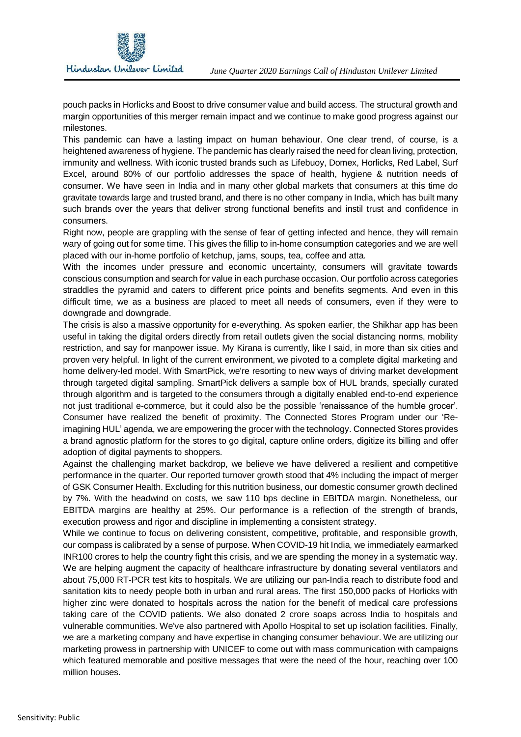pouch packs in Horlicks and Boost to drive consumer value and build access. The structural growth and margin opportunities of this merger remain impact and we continue to make good progress against our milestones.

This pandemic can have a lasting impact on human behaviour. One clear trend, of course, is a heightened awareness of hygiene. The pandemic has clearly raised the need for clean living, protection, immunity and wellness. With iconic trusted brands such as Lifebuoy, Domex, Horlicks, Red Label, Surf Excel, around 80% of our portfolio addresses the space of health, hygiene & nutrition needs of consumer. We have seen in India and in many other global markets that consumers at this time do gravitate towards large and trusted brand, and there is no other company in India, which has built many such brands over the years that deliver strong functional benefits and instil trust and confidence in consumers.

Right now, people are grappling with the sense of fear of getting infected and hence, they will remain wary of going out for some time. This gives the fillip to in-home consumption categories and we are well placed with our in-home portfolio of ketchup, jams, soups, tea, coffee and atta.

With the incomes under pressure and economic uncertainty, consumers will gravitate towards conscious consumption and search for value in each purchase occasion. Our portfolio across categories straddles the pyramid and caters to different price points and benefits segments. And even in this difficult time, we as a business are placed to meet all needs of consumers, even if they were to downgrade and downgrade.

The crisis is also a massive opportunity for e-everything. As spoken earlier, the Shikhar app has been useful in taking the digital orders directly from retail outlets given the social distancing norms, mobility restriction, and say for manpower issue. My Kirana is currently, like I said, in more than six cities and proven very helpful. In light of the current environment, we pivoted to a complete digital marketing and home delivery-led model. With SmartPick, we're resorting to new ways of driving market development through targeted digital sampling. SmartPick delivers a sample box of HUL brands, specially curated through algorithm and is targeted to the consumers through a digitally enabled end-to-end experience not just traditional e-commerce, but it could also be the possible 'renaissance of the humble grocer'. Consumer have realized the benefit of proximity. The Connected Stores Program under our 'Re-imagining HUL' agenda, we are empowering the grocer with the technology. Connected Stores provides a brand agnostic platform for the stores to go digital, capture online orders, digitize its billing and offer adoption of digital payments to shoppers.

Against the challenging market backdrop, we believe we have delivered a resilient and competitive performance in the quarter. Our reported turnover growth stood that 4% including the impact of merger of GSK Consumer Health. Excluding for this nutrition business, our domestic consumer growth declined by 7%. With the headwind on costs, we saw 110 bps decline in EBITDA margin. Nonetheless, our EBITDA margins are healthy at 25%. Our performance is a reflection of the strength of brands, execution prowess and rigor and discipline in implementing a consistent strategy.

While we continue to focus on delivering consistent, competitive, profitable, and responsible growth, our compass is calibrated by a sense of purpose. When COVID-19 hit India, we immediately earmarked INR100 crores to help the country fight this crisis, and we are spending the money in a systematic way. We are helping augment the capacity of healthcare infrastructure by donating several ventilators and about 75,000 RT-PCR test kits to hospitals. We are utilizing our pan-India reach to distribute food and sanitation kits to needy people both in urban and rural areas. The first 150,000 packs of Horlicks with higher zinc were donated to hospitals across the nation for the benefit of medical care professions taking care of the COVID patients. We also donated 2 crore soaps across India to hospitals and vulnerable communities. We've also partnered with Apollo Hospital to set up isolation facilities. Finally, we are a marketing company and have expertise in changing consumer behaviour. We are utilizing our marketing prowess in partnership with UNICEF to come out with mass communication with campaigns which featured memorable and positive messages that were the need of the hour, reaching over 100 million houses.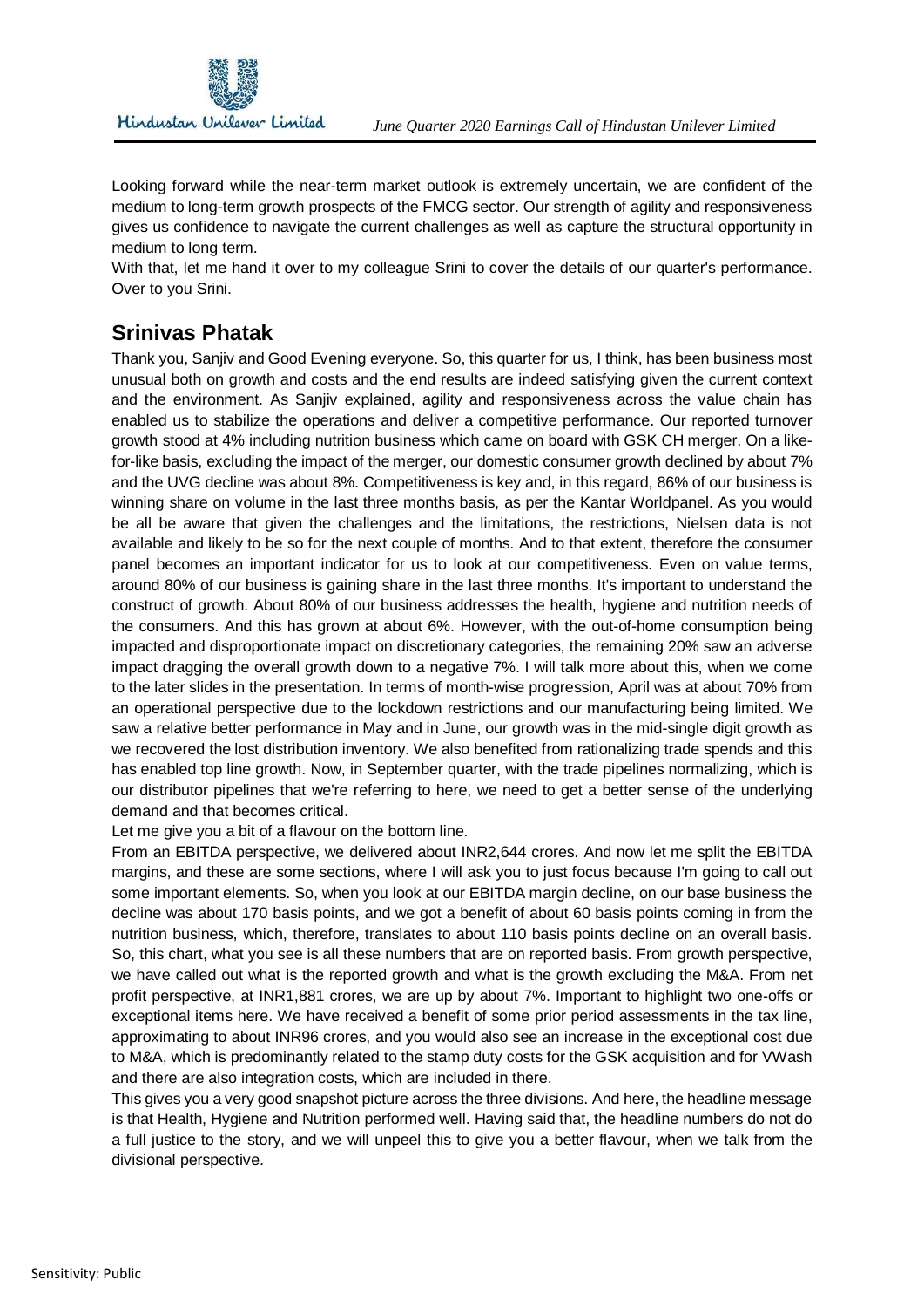Looking forward while the near-term market outlook is extremely uncertain, we are confident of the medium to long-term growth prospects of the FMCG sector. Our strength of agility and responsiveness gives us confidence to navigate the current challenges as well as capture the structural opportunity in medium to long term.

With that, let me hand it over to my colleague Srini to cover the details of our quarter's performance. Over to you Srini.

## Srinivas Phatak

Thank you, Sanjiv and Good Evening everyone. So, this quarter for us, I think, has been business most unusual both on growth and costs and the end results are indeed satisfying given the current context and the environment. As Sanjiv explained, agility and responsiveness across the value chain has enabled us to stabilize the operations and deliver a competitive performance. Our reported turnover growth stood at 4% including nutrition business which came on board with GSK CH merger. On a like-for-like basis, excluding the impact of the merger, our domestic consumer growth declined by about 7% and the UVG decline was about 8%. Competitiveness is key and, in this regard, 86% of our business is winning share on volume in the last three months basis, as per the Kantar Worldpanel. As you would be all be aware that given the challenges and the limitations, the restrictions, Nielsen data is not available and likely to be so for the next couple of months. And to that extent, therefore the consumer panel becomes an important indicator for us to look at our competitiveness. Even on value terms, around 80% of our business is gaining share in the last three months. It's important to understand the construct of growth. About 80% of our business addresses the health, hygiene and nutrition needs of the consumers. And this has grown at about 6%. However, with the out-of-home consumption being impacted and disproportionate impact on discretionary categories, the remaining 20% saw an adverse impact dragging the overall growth down to a negative 7%. I will talk more about this, when we come to the later slides in the presentation. In terms of month-wise progression, April was at about 70% from an operational perspective due to the lockdown restrictions and our manufacturing being limited. We saw a relative better performance in May and in June, our growth was in the mid-single digit growth as we recovered the lost distribution inventory. We also benefited from rationalizing trade spends and this has enabled top line growth. Now, in September quarter, with the trade pipelines normalizing, which is our distributor pipelines that we're referring to here, we need to get a better sense of the underlying demand and that becomes critical.

Let me give you a bit of a flavour on the bottom line.

From an EBITDA perspective, we delivered about INR2,644 crores. And now let me split the EBITDA margins, and these are some sections, where I will ask you to just focus because I'm going to call out some important elements. So, when you look at our EBITDA margin decline, on our base business the decline was about 170 basis points, and we got a benefit of about 60 basis points coming in from the nutrition business, which, therefore, translates to about 110 basis points decline on an overall basis. So, this chart, what you see is all these numbers that are on reported basis. From growth perspective, we have called out what is the reported growth and what is the growth excluding the M&A. From net profit perspective, at INR1,881 crores, we are up by about 7%. Important to highlight two one-offs or exceptional items here. We have received a benefit of some prior period assessments in the tax line, approximating to about INR96 crores, and you would also see an increase in the exceptional cost due to M&A, which is predominantly related to the stamp duty costs for the GSK acquisition and for VWash and there are also integration costs, which are included in there.

This gives you a very good snapshot picture across the three divisions. And here, the headline message is that Health, Hygiene and Nutrition performed well. Having said that, the headline numbers do not do a full justice to the story, and we will unpeel this to give you a better flavour, when we talk from the divisional perspective.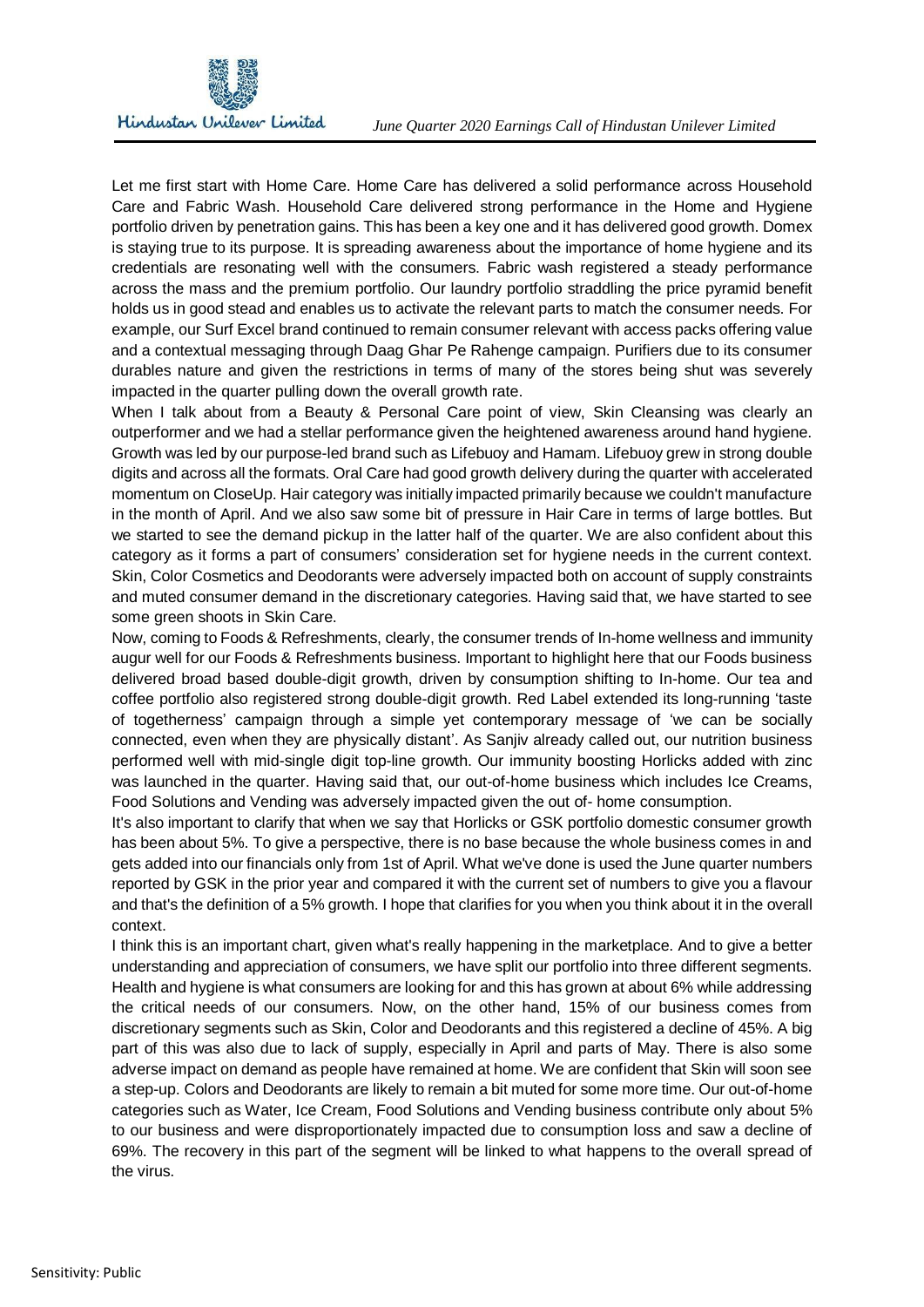Let me first start with Home Care. Home Care has delivered a solid performance across Household Care and Fabric Wash. Household Care delivered strong performance in the Home and Hygiene portfolio driven by penetration gains. This has been a key one and it has delivered good growth. Domex is staying true to its purpose. It is spreading awareness about the importance of home hygiene and its credentials are resonating well with the consumers. Fabric wash registered a steady performance across the mass and the premium portfolio. Our laundry portfolio straddling the price pyramid benefit holds us in good stead and enables us to activate the relevant parts to match the consumer needs. For example, our Surf Excel brand continued to remain consumer relevant with access packs offering value and a contextual messaging through Daag Ghar Pe Rahenge campaign. Purifiers due to its consumer durables nature and given the restrictions in terms of many of the stores being shut was severely impacted in the quarter pulling down the overall growth rate.

When I talk about from a Beauty & Personal Care point of view, Skin Cleansing was clearly an outperformer and we had a stellar performance given the heightened awareness around hand hygiene. Growth was led by our purpose-led brand such as Lifebuoy and Hamam. Lifebuoy grew in strong double digits and across all the formats. Oral Care had good growth delivery during the quarter with accelerated momentum on CloseUp. Hair category was initially impacted primarily because we couldn't manufacture in the month of April. And we also saw some bit of pressure in Hair Care in terms of large bottles. But we started to see the demand pickup in the latter half of the quarter. We are also confident about this category as it forms a part of consumers' consideration set for hygiene needs in the current context. Skin, Color Cosmetics and Deodorants were adversely impacted both on account of supply constraints and muted consumer demand in the discretionary categories. Having said that, we have started to see some green shoots in Skin Care.

Now, coming to Foods & Refreshments, clearly, the consumer trends of In-home wellness and immunity augur well for our Foods & Refreshments business. Important to highlight here that our Foods business delivered broad based double-digit growth, driven by consumption shifting to In-home. Our tea and coffee portfolio also registered strong double-digit growth. Red Label extended its long-running 'taste of togetherness' campaign through a simple yet contemporary message of 'we can be socially connected, even when they are physically distant'. As Sanjiv already called out, our nutrition business performed well with mid-single digit top-line growth. Our immunity boosting Horlicks added with zinc was launched in the quarter. Having said that, our out-of-home business which includes Ice Creams, Food Solutions and Vending was adversely impacted given the out of- home consumption.

It's also important to clarify that when we say that Horlicks or GSK portfolio domestic consumer growth has been about 5%. To give a perspective, there is no base because the whole business comes in and gets added into our financials only from 1st of April. What we've done is used the June quarter numbers reported by GSK in the prior year and compared it with the current set of numbers to give you a flavour and that's the definition of a 5% growth. I hope that clarifies for you when you think about it in the overall context.

I think this is an important chart, given what's really happening in the marketplace. And to give a better understanding and appreciation of consumers, we have split our portfolio into three different segments. Health and hygiene is what consumers are looking for and this has grown at about 6% while addressing the critical needs of our consumers. Now, on the other hand, 15% of our business comes from discretionary segments such as Skin, Color and Deodorants and this registered a decline of 45%. A big part of this was also due to lack of supply, especially in April and parts of May. There is also some adverse impact on demand as people have remained at home. We are confident that Skin will soon see a step-up. Colors and Deodorants are likely to remain a bit muted for some more time. Our out-of-home categories such as Water, Ice Cream, Food Solutions and Vending business contribute only about 5% to our business and were disproportionately impacted due to consumption loss and saw a decline of 69%. The recovery in this part of the segment will be linked to what happens to the overall spread of the virus.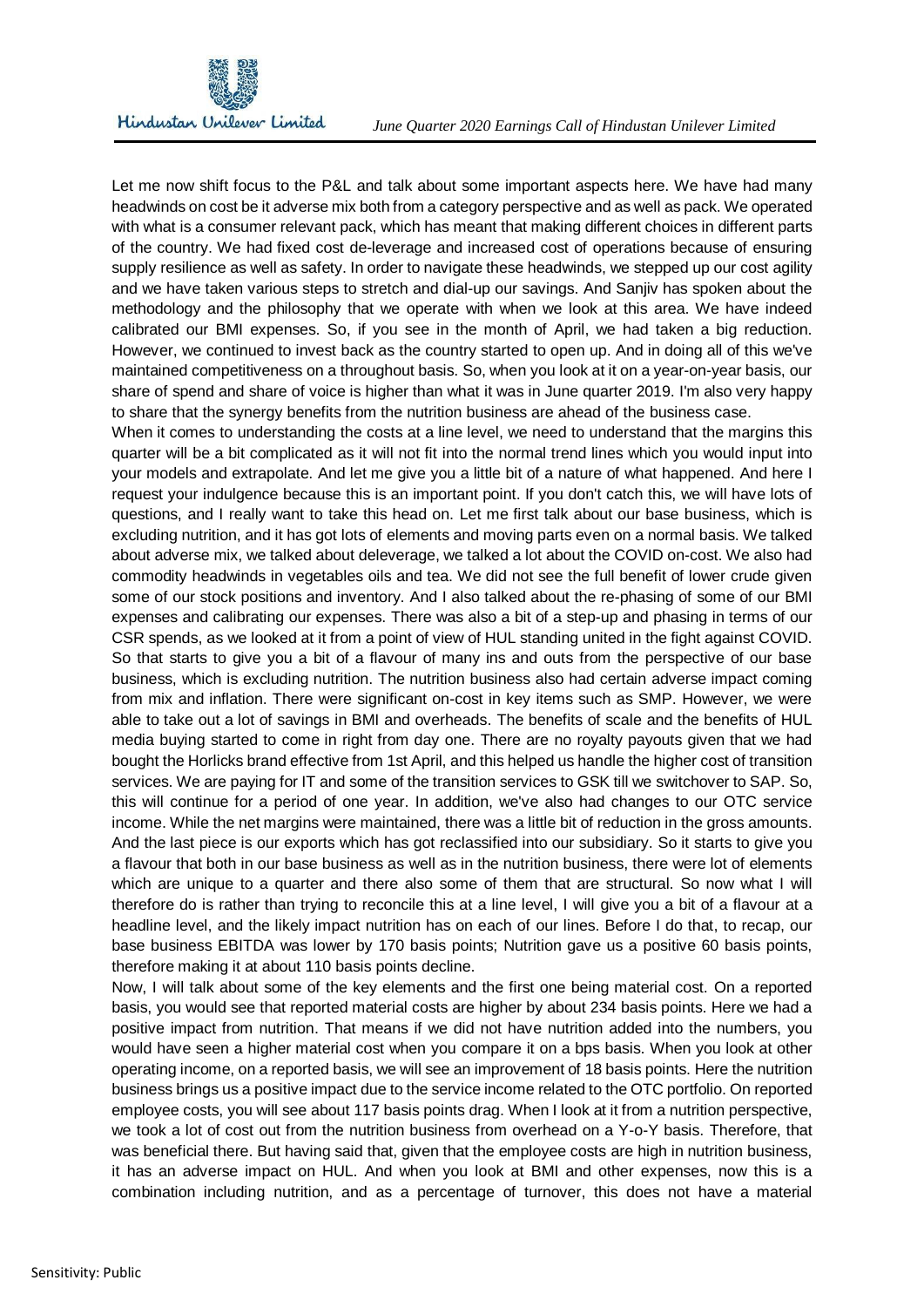Let me now shift focus to the P&L and talk about some important aspects here. We have had many headwinds on cost be it adverse mix both from a category perspective and as well as pack. We operated with what is a consumer relevant pack, which has meant that making different choices in different parts of the country. We had fixed cost de-leverage and increased cost of operations because of ensuring supply resilience as well as safety. In order to navigate these headwinds, we stepped up our cost agility and we have taken various steps to stretch and dial-up our savings. And Sanjiv has spoken about the methodology and the philosophy that we operate with when we look at this area. We have indeed calibrated our BMI expenses. So, if you see in the month of April, we had taken a big reduction. However, we continued to invest back as the country started to open up. And in doing all of this we've maintained competitiveness on a throughout basis. So, when you look at it on a year-on-year basis, our share of spend and share of voice is higher than what it was in June quarter 2019. I'm also very happy to share that the synergy benefits from the nutrition business are ahead of the business case.

When it comes to understanding the costs at a line level, we need to understand that the margins this quarter will be a bit complicated as it will not fit into the normal trend lines which you would input into your models and extrapolate. And let me give you a little bit of a nature of what happened. And here I request your indulgence because this is an important point. If you don't catch this, we will have lots of questions, and I really want to take this head on. Let me first talk about our base business, which is excluding nutrition, and it has got lots of elements and moving parts even on a normal basis. We talked about adverse mix, we talked about deleverage, we talked a lot about the COVID on-cost. We also had commodity headwinds in vegetables oils and tea. We did not see the full benefit of lower crude given some of our stock positions and inventory. And I also talked about the re-phasing of some of our BMI expenses and calibrating our expenses. There was also a bit of a step-up and phasing in terms of our CSR spends, as we looked at it from a point of view of HUL standing united in the fight against COVID. So that starts to give you a bit of a flavour of many ins and outs from the perspective of our base business, which is excluding nutrition. The nutrition business also had certain adverse impact coming from mix and inflation. There were significant on-cost in key items such as SMP. However, we were able to take out a lot of savings in BMI and overheads. The benefits of scale and the benefits of HUL media buying started to come in right from day one. There are no royalty payouts given that we had bought the Horlicks brand effective from 1st April, and this helped us handle the higher cost of transition services. We are paying for IT and some of the transition services to GSK till we switchover to SAP. So, this will continue for a period of one year. In addition, we've also had changes to our OTC service income. While the net margins were maintained, there was a little bit of reduction in the gross amounts. And the last piece is our exports which has got reclassified into our subsidiary. So it starts to give you a flavour that both in our base business as well as in the nutrition business, there were lot of elements which are unique to a quarter and there also some of them that are structural. So now what I will therefore do is rather than trying to reconcile this at a line level, I will give you a bit of a flavour at a headline level, and the likely impact nutrition has on each of our lines. Before I do that, to recap, our base business EBITDA was lower by 170 basis points; Nutrition gave us a positive 60 basis points, therefore making it at about 110 basis points decline.

Now, I will talk about some of the key elements and the first one being material cost. On a reported basis, you would see that reported material costs are higher by about 234 basis points. Here we had a positive impact from nutrition. That means if we did not have nutrition added into the numbers, you would have seen a higher material cost when you compare it on a bps basis. When you look at other operating income, on a reported basis, we will see an improvement of 18 basis points. Here the nutrition business brings us a positive impact due to the service income related to the OTC portfolio. On reported employee costs, you will see about 117 basis points drag. When I look at it from a nutrition perspective, we took a lot of cost out from the nutrition business from overhead on a Y-o-Y basis. Therefore, that was beneficial there. But having said that, given that the employee costs are high in nutrition business, it has an adverse impact on HUL. And when you look at BMI and other expenses, now this is a combination including nutrition, and as a percentage of turnover, this does not have a material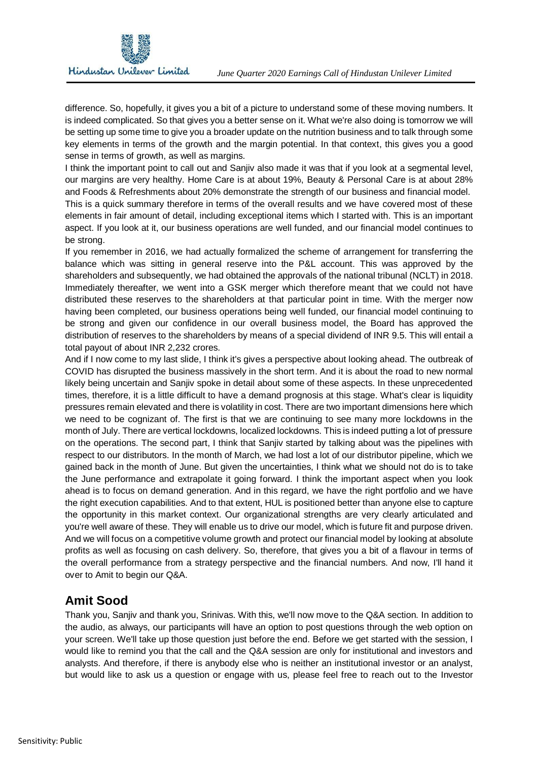difference. So, hopefully, it gives you a bit of a picture to understand some of these moving numbers. It is indeed complicated. So that gives you a better sense on it. What we're also doing is tomorrow we will be setting up some time to give you a broader update on the nutrition business and to talk through some key elements in terms of the growth and the margin potential. In that context, this gives you a good sense in terms of growth, as well as margins.

I think the important point to call out and Sanjiv also made it was that if you look at a segmental level, our margins are very healthy. Home Care is at about 19%, Beauty & Personal Care is at about 28% and Foods & Refreshments about 20% demonstrate the strength of our business and financial model.

This is a quick summary therefore in terms of the overall results and we have covered most of these elements in fair amount of detail, including exceptional items which I started with. This is an important aspect. If you look at it, our business operations are well funded, and our financial model continues to be strong.

If you remember in 2016, we had actually formalized the scheme of arrangement for transferring the balance which was sitting in general reserve into the P&L account. This was approved by the shareholders and subsequently, we had obtained the approvals of the national tribunal (NCLT) in 2018. Immediately thereafter, we went into a GSK merger which therefore meant that we could not have distributed these reserves to the shareholders at that particular point in time. With the merger now having been completed, our business operations being well funded, our financial model continuing to be strong and given our confidence in our overall business model, the Board has approved the distribution of reserves to the shareholders by means of a special dividend of INR 9.5. This will entail a total payout of about INR 2,232 crores.

And if I now come to my last slide, I think it's gives a perspective about looking ahead. The outbreak of COVID has disrupted the business massively in the short term. And it is about the road to new normal likely being uncertain and Sanjiv spoke in detail about some of these aspects. In these unprecedented times, therefore, it is a little difficult to have a demand prognosis at this stage. What's clear is liquidity pressures remain elevated and there is volatility in cost. There are two important dimensions here which we need to be cognizant of. The first is that we are continuing to see many more lockdowns in the month of July. There are vertical lockdowns, localized lockdowns. This is indeed putting a lot of pressure on the operations. The second part, I think that Sanjiv started by talking about was the pipelines with respect to our distributors. In the month of March, we had lost a lot of our distributor pipeline, which we gained back in the month of June. But given the uncertainties, I think what we should not do is to take the June performance and extrapolate it going forward. I think the important aspect when you look ahead is to focus on demand generation. And in this regard, we have the right portfolio and we have the right execution capabilities. And to that extent, HUL is positioned better than anyone else to capture the opportunity in this market context. Our organizational strengths are very clearly articulated and you're well aware of these. They will enable us to drive our model, which is future fit and purpose driven. And we will focus on a competitive volume growth and protect our financial model by looking at absolute profits as well as focusing on cash delivery. So, therefore, that gives you a bit of a flavour in terms of the overall performance from a strategy perspective and the financial numbers. And now, I'll hand it over to Amit to begin our Q&A.

## Amit Sood

Thank you, Sanjiv and thank you, Srinivas. With this, we'll now move to the Q&A section. In addition to the audio, as always, our participants will have an option to post questions through the web option on your screen. We'll take up those question just before the end. Before we get started with the session, I would like to remind you that the call and the Q&A session are only for institutional and investors and analysts. And therefore, if there is anybody else who is neither an institutional investor or an analyst, but would like to ask us a question or engage with us, please feel free to reach out to the Investor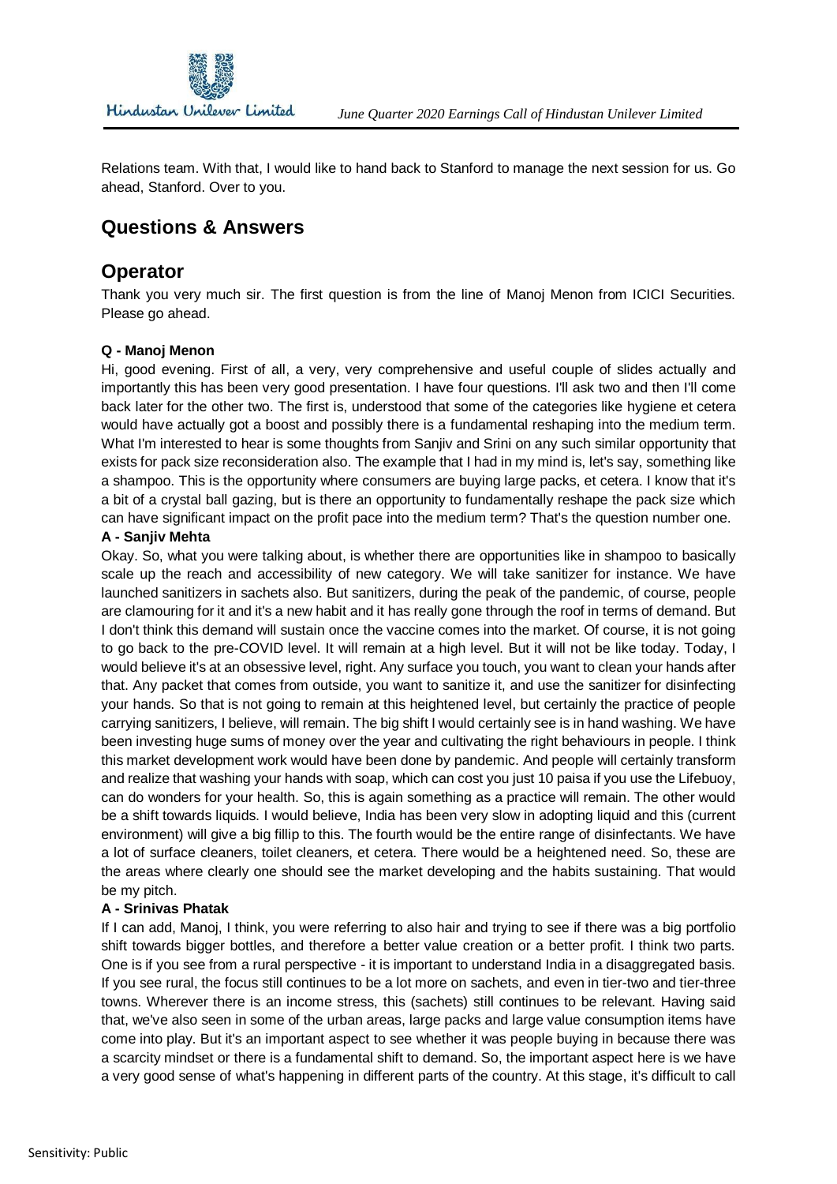Relations team. With that, I would like to hand back to Stanford to manage the next session for us. Go ahead, Stanford. Over to you.

## Questions & Answers

## Operator

Thank you very much sir. The first question is from the line of Manoj Menon from ICICI Securities. Please go ahead.

**Q - Manoj Menon**

Hi, good evening. First of all, a very, very comprehensive and useful couple of slides actually and importantly this has been very good presentation. I have four questions. I'll ask two and then I'll come back later for the other two. The first is, understood that some of the categories like hygiene et cetera would have actually got a boost and possibly there is a fundamental reshaping into the medium term. What I'm interested to hear is some thoughts from Sanjiv and Srini on any such similar opportunity that exists for pack size reconsideration also. The example that I had in my mind is, let's say, something like a shampoo. This is the opportunity where consumers are buying large packs, et cetera. I know that it's a bit of a crystal ball gazing, but is there an opportunity to fundamentally reshape the pack size which can have significant impact on the profit pace into the medium term? That's the question number one.

**A - Sanjiv Mehta**

Okay. So, what you were talking about, is whether there are opportunities like in shampoo to basically scale up the reach and accessibility of new category. We will take sanitizer for instance. We have launched sanitizers in sachets also. But sanitizers, during the peak of the pandemic, of course, people are clamouring for it and it's a new habit and it has really gone through the roof in terms of demand. But I don't think this demand will sustain once the vaccine comes into the market. Of course, it is not going to go back to the pre-COVID level. It will remain at a high level. But it will not be like today. Today, I would believe it's at an obsessive level, right. Any surface you touch, you want to clean your hands after that. Any packet that comes from outside, you want to sanitize it, and use the sanitizer for disinfecting your hands. So that is not going to remain at this heightened level, but certainly the practice of people carrying sanitizers, I believe, will remain. The big shift I would certainly see is in hand washing. We have been investing huge sums of money over the year and cultivating the right behaviours in people. I think this market development work would have been done by pandemic. And people will certainly transform and realize that washing your hands with soap, which can cost you just 10 paisa if you use the Lifebuoy, can do wonders for your health. So, this is again something as a practice will remain. The other would be a shift towards liquids. I would believe, India has been very slow in adopting liquid and this (current environment) will give a big fillip to this. The fourth would be the entire range of disinfectants. We have a lot of surface cleaners, toilet cleaners, et cetera. There would be a heightened need. So, these are the areas where clearly one should see the market developing and the habits sustaining. That would be my pitch.

**A - Srinivas Phatak**

If I can add, Manoj, I think, you were referring to also hair and trying to see if there was a big portfolio shift towards bigger bottles, and therefore a better value creation or a better profit. I think two parts. One is if you see from a rural perspective - it is important to understand India in a disaggregated basis. If you see rural, the focus still continues to be a lot more on sachets, and even in tier-two and tier-three towns. Wherever there is an income stress, this (sachets) still continues to be relevant. Having said that, we've also seen in some of the urban areas, large packs and large value consumption items have come into play. But it's an important aspect to see whether it was people buying in because there was a scarcity mindset or there is a fundamental shift to demand. So, the important aspect here is we have a very good sense of what's happening in different parts of the country. At this stage, it's difficult to call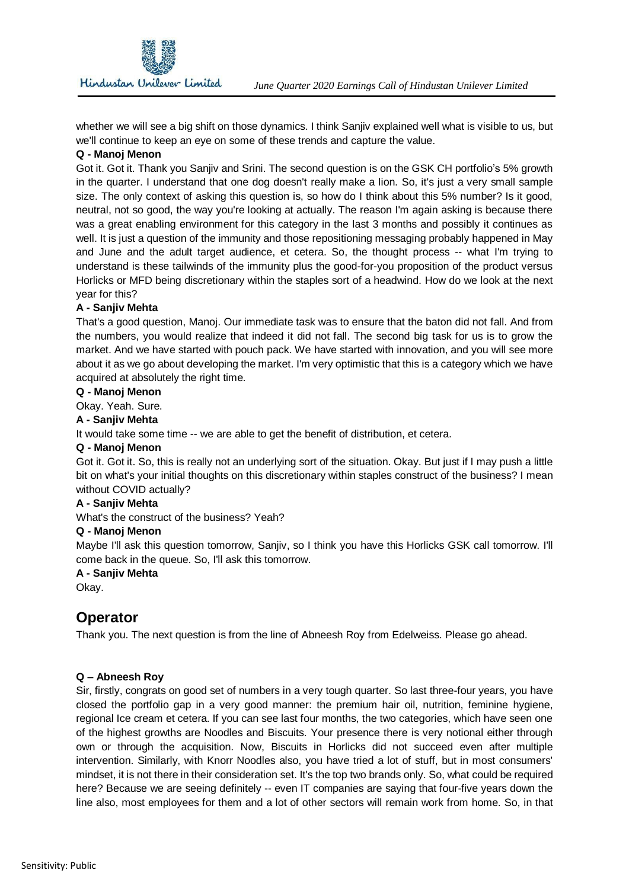whether we will see a big shift on those dynamics. I think Sanjiv explained well what is visible to us, but we'll continue to keep an eye on some of these trends and capture the value.

**Q - Manoj Menon**

Got it. Got it. Thank you Sanjiv and Srini. The second question is on the GSK CH portfolio's 5% growth in the quarter. I understand that one dog doesn't really make a lion. So, it's just a very small sample size. The only context of asking this question is, so how do I think about this 5% number? Is it good, neutral, not so good, the way you're looking at actually. The reason I'm again asking is because there was a great enabling environment for this category in the last 3 months and possibly it continues as well. It is just a question of the immunity and those repositioning messaging probably happened in May and June and the adult target audience, et cetera. So, the thought process -- what I'm trying to understand is these tailwinds of the immunity plus the good-for-you proposition of the product versus Horlicks or MFD being discretionary within the staples sort of a headwind. How do we look at the next year for this?

**A - Sanjiv Mehta**

That's a good question, Manoj. Our immediate task was to ensure that the baton did not fall. And from the numbers, you would realize that indeed it did not fall. The second big task for us is to grow the market. And we have started with pouch pack. We have started with innovation, and you will see more about it as we go about developing the market. I'm very optimistic that this is a category which we have acquired at absolutely the right time.

**Q - Manoj Menon**

Okay. Yeah. Sure.

**A - Sanjiv Mehta**

It would take some time -- we are able to get the benefit of distribution, et cetera.

**Q - Manoj Menon**

Got it. Got it. So, this is really not an underlying sort of the situation. Okay. But just if I may push a little bit on what's your initial thoughts on this discretionary within staples construct of the business? I mean without COVID actually?

**A - Sanjiv Mehta**

What's the construct of the business? Yeah?

**Q - Manoj Menon**

Maybe I'll ask this question tomorrow, Sanjiv, so I think you have this Horlicks GSK call tomorrow. I'll come back in the queue. So, I'll ask this tomorrow.

**A - Sanjiv Mehta**

Okay.

## Operator

Thank you. The next question is from the line of Abneesh Roy from Edelweiss. Please go ahead.

**Q – Abneesh Roy**

Sir, firstly, congrats on good set of numbers in a very tough quarter. So last three-four years, you have closed the portfolio gap in a very good manner: the premium hair oil, nutrition, feminine hygiene, regional Ice cream et cetera. If you can see last four months, the two categories, which have seen one of the highest growths are Noodles and Biscuits. Your presence there is very notional either through own or through the acquisition. Now, Biscuits in Horlicks did not succeed even after multiple intervention. Similarly, with Knorr Noodles also, you have tried a lot of stuff, but in most consumers' mindset, it is not there in their consideration set. It's the top two brands only. So, what could be required here? Because we are seeing definitely -- even IT companies are saying that four-five years down the line also, most employees for them and a lot of other sectors will remain work from home. So, in that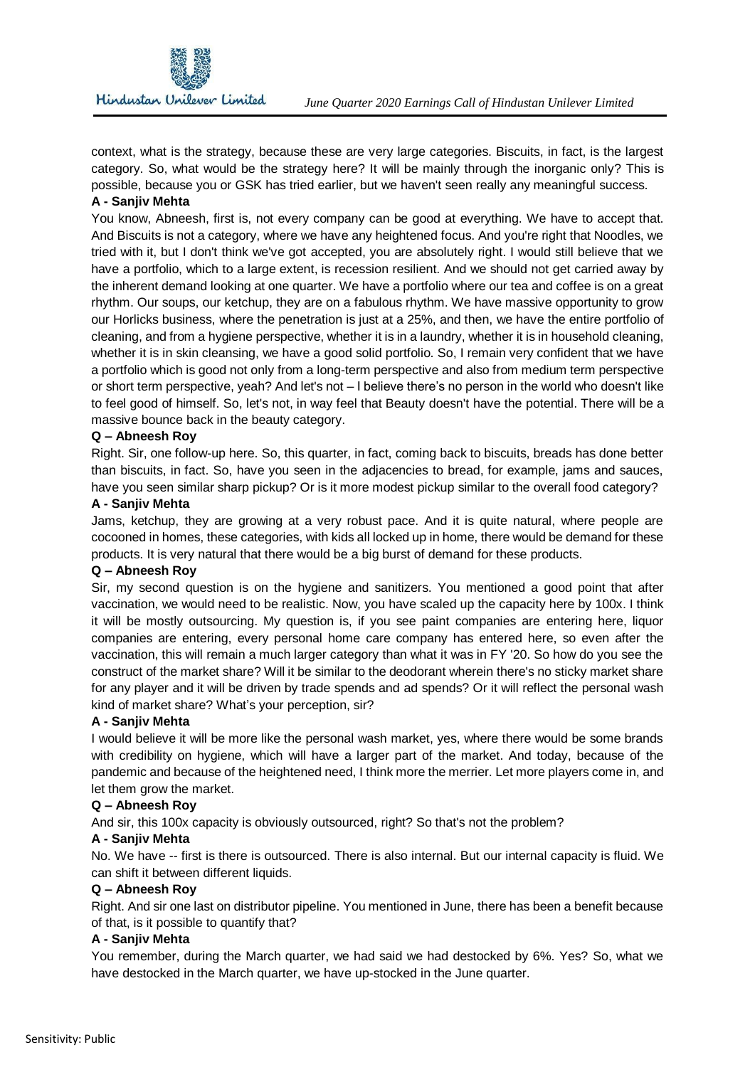context, what is the strategy, because these are very large categories. Biscuits, in fact, is the largest category. So, what would be the strategy here? It will be mainly through the inorganic only? This is possible, because you or GSK has tried earlier, but we haven't seen really any meaningful success.

**A - Sanjiv Mehta**

You know, Abneesh, first is, not every company can be good at everything. We have to accept that. And Biscuits is not a category, where we have any heightened focus. And you're right that Noodles, we tried with it, but I don't think we've got accepted, you are absolutely right. I would still believe that we have a portfolio, which to a large extent, is recession resilient. And we should not get carried away by the inherent demand looking at one quarter. We have a portfolio where our tea and coffee is on a great rhythm. Our soups, our ketchup, they are on a fabulous rhythm. We have massive opportunity to grow our Horlicks business, where the penetration is just at a 25%, and then, we have the entire portfolio of cleaning, and from a hygiene perspective, whether it is in a laundry, whether it is in household cleaning, whether it is in skin cleansing, we have a good solid portfolio. So, I remain very confident that we have a portfolio which is good not only from a long-term perspective and also from medium term perspective or short term perspective, yeah? And let's not – I believe there's no person in the world who doesn't like to feel good of himself. So, let's not, in way feel that Beauty doesn't have the potential. There will be a massive bounce back in the beauty category.

**Q – Abneesh Roy**

Right. Sir, one follow-up here. So, this quarter, in fact, coming back to biscuits, breads has done better than biscuits, in fact. So, have you seen in the adjacencies to bread, for example, jams and sauces, have you seen similar sharp pickup? Or is it more modest pickup similar to the overall food category?

**A - Sanjiv Mehta**

Jams, ketchup, they are growing at a very robust pace. And it is quite natural, where people are cocooned in homes, these categories, with kids all locked up in home, there would be demand for these products. It is very natural that there would be a big burst of demand for these products.

**Q – Abneesh Roy**

Sir, my second question is on the hygiene and sanitizers. You mentioned a good point that after vaccination, we would need to be realistic. Now, you have scaled up the capacity here by 100x. I think it will be mostly outsourcing. My question is, if you see paint companies are entering here, liquor companies are entering, every personal home care company has entered here, so even after the vaccination, this will remain a much larger category than what it was in FY '20. So how do you see the construct of the market share? Will it be similar to the deodorant wherein there's no sticky market share for any player and it will be driven by trade spends and ad spends? Or it will reflect the personal wash kind of market share? What's your perception, sir?

**A - Sanjiv Mehta**

I would believe it will be more like the personal wash market, yes, where there would be some brands with credibility on hygiene, which will have a larger part of the market. And today, because of the pandemic and because of the heightened need, I think more the merrier. Let more players come in, and let them grow the market.

**Q – Abneesh Roy**

And sir, this 100x capacity is obviously outsourced, right? So that's not the problem?

**A - Sanjiv Mehta**

No. We have -- first is there is outsourced. There is also internal. But our internal capacity is fluid. We can shift it between different liquids.

**Q – Abneesh Roy**

Right. And sir one last on distributor pipeline. You mentioned in June, there has been a benefit because of that, is it possible to quantify that?

**A - Sanjiv Mehta**

You remember, during the March quarter, we had said we had destocked by 6%. Yes? So, what we have destocked in the March quarter, we have up-stocked in the June quarter.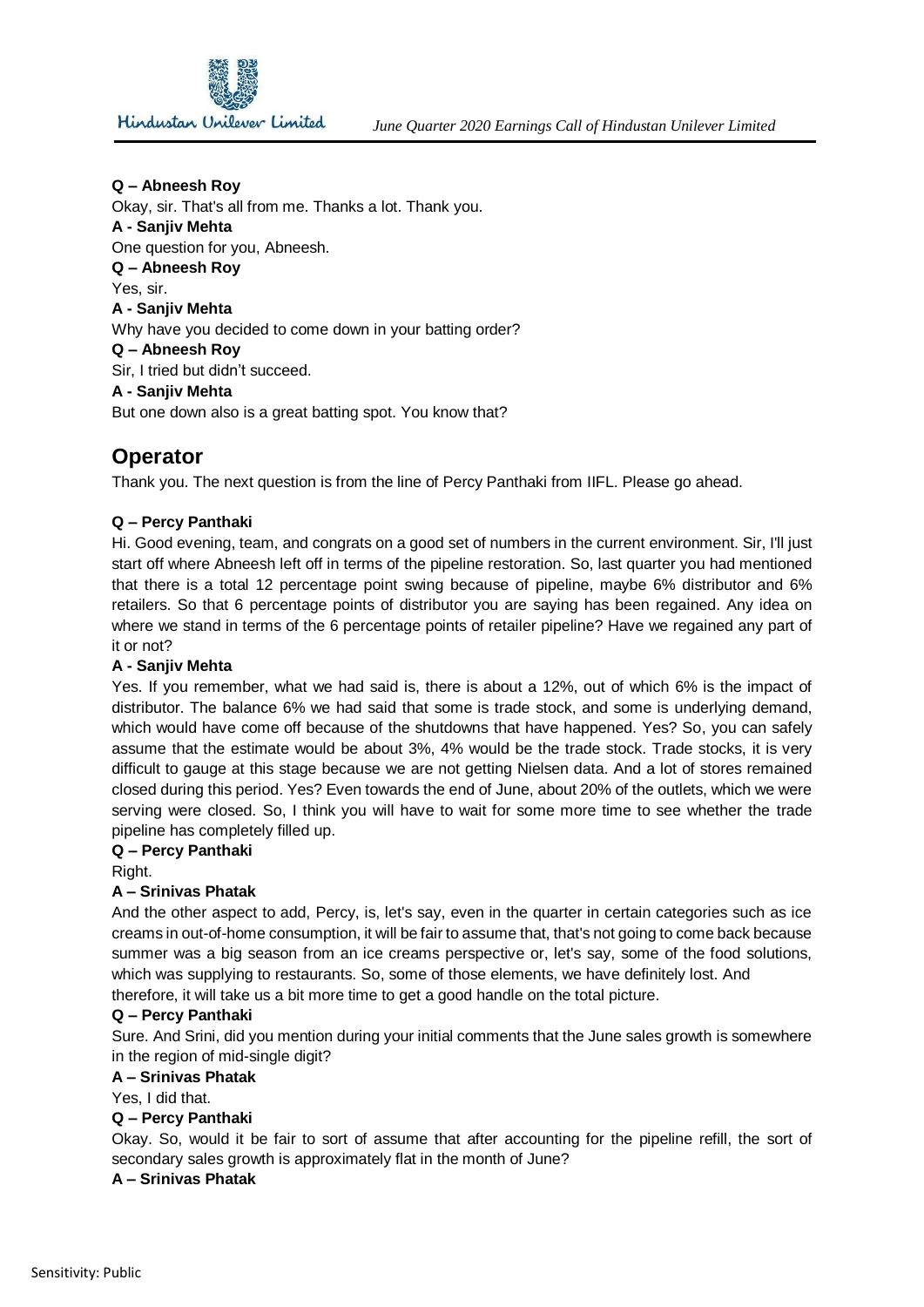**Q – Abneesh Roy**

Okay, sir. That's all from me. Thanks a lot. Thank you.

**A - Sanjiv Mehta**

One question for you, Abneesh.

**Q – Abneesh Roy**

Yes, sir.

**A - Sanjiv Mehta**

Why have you decided to come down in your batting order?

**Q – Abneesh Roy**

Sir, I tried but didn't succeed.

**A - Sanjiv Mehta**

But one down also is a great batting spot. You know that?

## Operator

Thank you. The next question is from the line of Percy Panthaki from IIFL. Please go ahead.

**Q – Percy Panthaki**

Hi. Good evening, team, and congrats on a good set of numbers in the current environment. Sir, I'll just start off where Abneesh left off in terms of the pipeline restoration. So, last quarter you had mentioned that there is a total 12 percentage point swing because of pipeline, maybe 6% distributor and 6% retailers. So that 6 percentage points of distributor you are saying has been regained. Any idea on where we stand in terms of the 6 percentage points of retailer pipeline? Have we regained any part of it or not?

**A - Sanjiv Mehta**

Yes. If you remember, what we had said is, there is about a 12%, out of which 6% is the impact of distributor. The balance 6% we had said that some is trade stock, and some is underlying demand, which would have come off because of the shutdowns that have happened. Yes? So, you can safely assume that the estimate would be about 3%, 4% would be the trade stock. Trade stocks, it is very difficult to gauge at this stage because we are not getting Nielsen data. And a lot of stores remained closed during this period. Yes? Even towards the end of June, about 20% of the outlets, which we were serving were closed. So, I think you will have to wait for some more time to see whether the trade pipeline has completely filled up.

**Q – Percy Panthaki**

Right.

**A – Srinivas Phatak**

And the other aspect to add, Percy, is, let's say, even in the quarter in certain categories such as ice creams in out-of-home consumption, it will be fair to assume that, that's not going to come back because summer was a big season from an ice creams perspective or, let's say, some of the food solutions, which was supplying to restaurants. So, some of those elements, we have definitely lost. And therefore, it will take us a bit more time to get a good handle on the total picture.

**Q – Percy Panthaki**

Sure. And Srini, did you mention during your initial comments that the June sales growth is somewhere in the region of mid-single digit?

**A – Srinivas Phatak**

Yes, I did that.

**Q – Percy Panthaki**

Okay. So, would it be fair to sort of assume that after accounting for the pipeline refill, the sort of secondary sales growth is approximately flat in the month of June?

**A – Srinivas Phatak**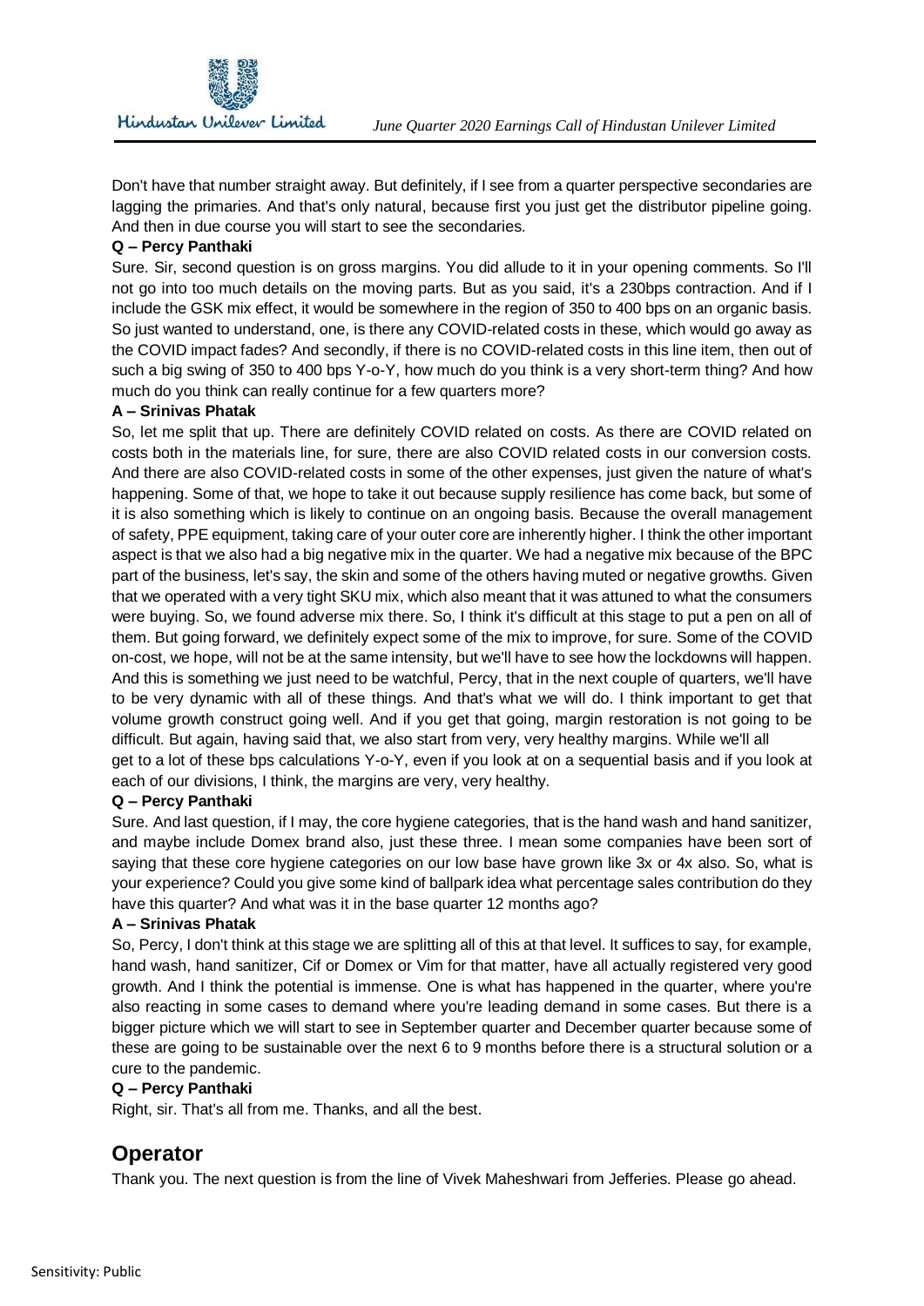Don't have that number straight away. But definitely, if I see from a quarter perspective secondaries are lagging the primaries. And that's only natural, because first you just get the distributor pipeline going. And then in due course you will start to see the secondaries.

**Q – Percy Panthaki**

Sure. Sir, second question is on gross margins. You did allude to it in your opening comments. So I'll not go into too much details on the moving parts. But as you said, it's a 230bps contraction. And if I include the GSK mix effect, it would be somewhere in the region of 350 to 400 bps on an organic basis. So just wanted to understand, one, is there any COVID-related costs in these, which would go away as the COVID impact fades? And secondly, if there is no COVID-related costs in this line item, then out of such a big swing of 350 to 400 bps Y-o-Y, how much do you think is a very short-term thing? And how much do you think can really continue for a few quarters more?

**A – Srinivas Phatak**

So, let me split that up. There are definitely COVID related on costs. As there are COVID related on costs both in the materials line, for sure, there are also COVID related costs in our conversion costs. And there are also COVID-related costs in some of the other expenses, just given the nature of what's happening. Some of that, we hope to take it out because supply resilience has come back, but some of it is also something which is likely to continue on an ongoing basis. Because the overall management of safety, PPE equipment, taking care of your outer core are inherently higher. I think the other important aspect is that we also had a big negative mix in the quarter. We had a negative mix because of the BPC part of the business, let's say, the skin and some of the others having muted or negative growths. Given that we operated with a very tight SKU mix, which also meant that it was attuned to what the consumers were buying. So, we found adverse mix there. So, I think it's difficult at this stage to put a pen on all of them. But going forward, we definitely expect some of the mix to improve, for sure. Some of the COVID on-cost, we hope, will not be at the same intensity, but we'll have to see how the lockdowns will happen. And this is something we just need to be watchful, Percy, that in the next couple of quarters, we'll have to be very dynamic with all of these things. And that's what we will do. I think important to get that volume growth construct going well. And if you get that going, margin restoration is not going to be difficult. But again, having said that, we also start from very, very healthy margins. While we'll all get to a lot of these bps calculations Y-o-Y, even if you look at on a sequential basis and if you look at each of our divisions, I think, the margins are very, very healthy.

**Q – Percy Panthaki**

Sure. And last question, if I may, the core hygiene categories, that is the hand wash and hand sanitizer, and maybe include Domex brand also, just these three. I mean some companies have been sort of saying that these core hygiene categories on our low base have grown like 3x or 4x also. So, what is your experience? Could you give some kind of ballpark idea what percentage sales contribution do they have this quarter? And what was it in the base quarter 12 months ago?

**A – Srinivas Phatak**

So, Percy, I don't think at this stage we are splitting all of this at that level. It suffices to say, for example, hand wash, hand sanitizer, Cif or Domex or Vim for that matter, have all actually registered very good growth. And I think the potential is immense. One is what has happened in the quarter, where you're also reacting in some cases to demand where you're leading demand in some cases. But there is a bigger picture which we will start to see in September quarter and December quarter because some of these are going to be sustainable over the next 6 to 9 months before there is a structural solution or a cure to the pandemic.

**Q – Percy Panthaki**

Right, sir. That's all from me. Thanks, and all the best.

## Operator

Thank you. The next question is from the line of Vivek Maheshwari from Jefferies. Please go ahead.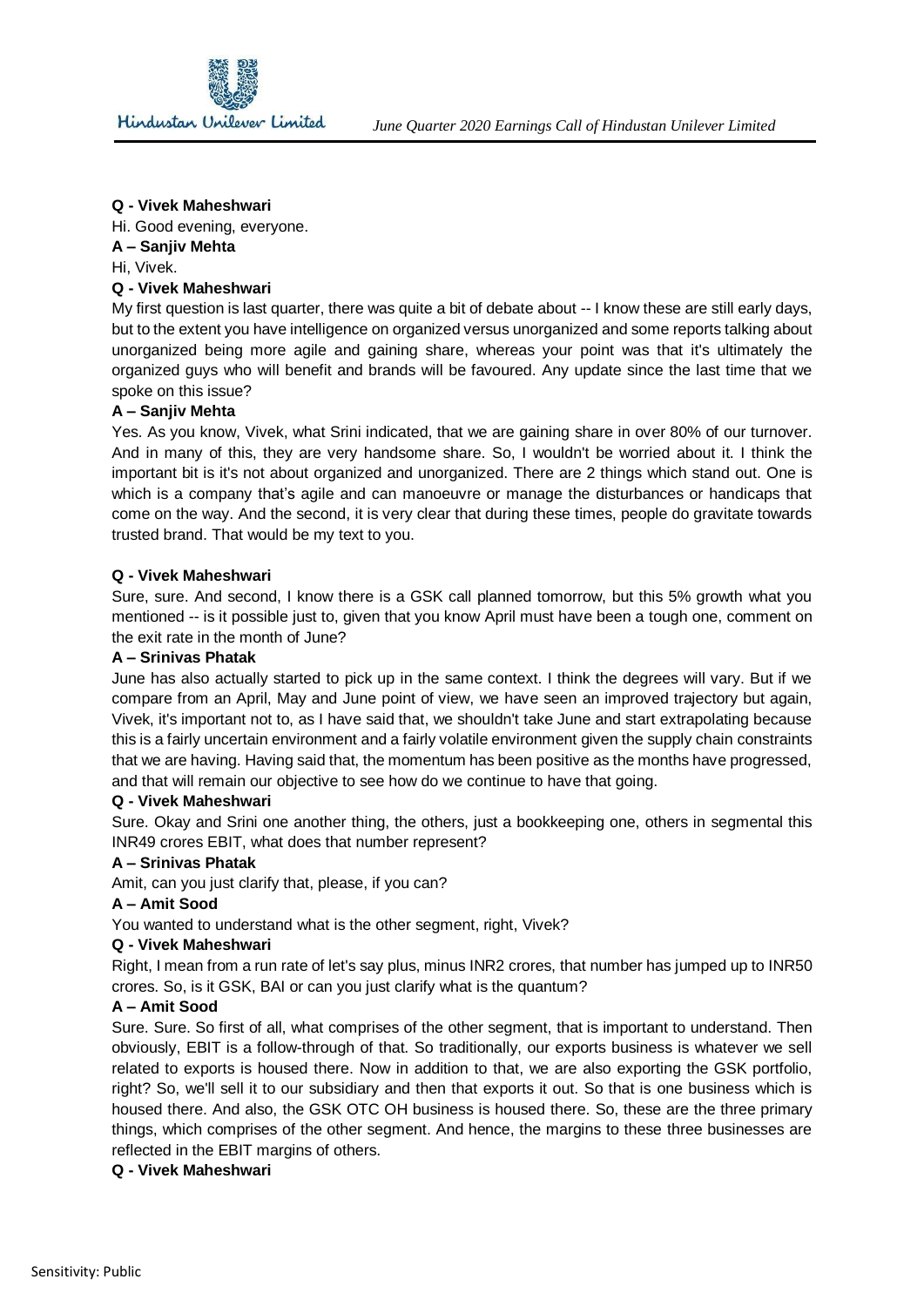**Q - Vivek Maheshwari**

Hi. Good evening, everyone.

**A – Sanjiv Mehta**

Hi, Vivek.

**Q - Vivek Maheshwari**

My first question is last quarter, there was quite a bit of debate about -- I know these are still early days, but to the extent you have intelligence on organized versus unorganized and some reports talking about unorganized being more agile and gaining share, whereas your point was that it's ultimately the organized guys who will benefit and brands will be favoured. Any update since the last time that we spoke on this issue?

**A – Sanjiv Mehta**

Yes. As you know, Vivek, what Srini indicated, that we are gaining share in over 80% of our turnover. And in many of this, they are very handsome share. So, I wouldn't be worried about it. I think the important bit is it's not about organized and unorganized. There are 2 things which stand out. One is which is a company that's agile and can manoeuvre or manage the disturbances or handicaps that come on the way. And the second, it is very clear that during these times, people do gravitate towards trusted brand. That would be my text to you.

**Q - Vivek Maheshwari**

Sure, sure. And second, I know there is a GSK call planned tomorrow, but this 5% growth what you mentioned -- is it possible just to, given that you know April must have been a tough one, comment on the exit rate in the month of June?

**A – Srinivas Phatak**

June has also actually started to pick up in the same context. I think the degrees will vary. But if we compare from an April, May and June point of view, we have seen an improved trajectory but again, Vivek, it's important not to, as I have said that, we shouldn't take June and start extrapolating because this is a fairly uncertain environment and a fairly volatile environment given the supply chain constraints that we are having. Having said that, the momentum has been positive as the months have progressed, and that will remain our objective to see how do we continue to have that going.

**Q - Vivek Maheshwari**

Sure. Okay and Srini one another thing, the others, just a bookkeeping one, others in segmental this INR49 crores EBIT, what does that number represent?

**A – Srinivas Phatak**

Amit, can you just clarify that, please, if you can?

**A – Amit Sood**

You wanted to understand what is the other segment, right, Vivek?

**Q - Vivek Maheshwari**

Right, I mean from a run rate of let's say plus, minus INR2 crores, that number has jumped up to INR50 crores. So, is it GSK, BAI or can you just clarify what is the quantum?

**A – Amit Sood**

Sure. Sure. So first of all, what comprises of the other segment, that is important to understand. Then obviously, EBIT is a follow-through of that. So traditionally, our exports business is whatever we sell related to exports is housed there. Now in addition to that, we are also exporting the GSK portfolio, right? So, we'll sell it to our subsidiary and then that exports it out. So that is one business which is housed there. And also, the GSK OTC OH business is housed there. So, these are the three primary things, which comprises of the other segment. And hence, the margins to these three businesses are reflected in the EBIT margins of others.

**Q - Vivek Maheshwari**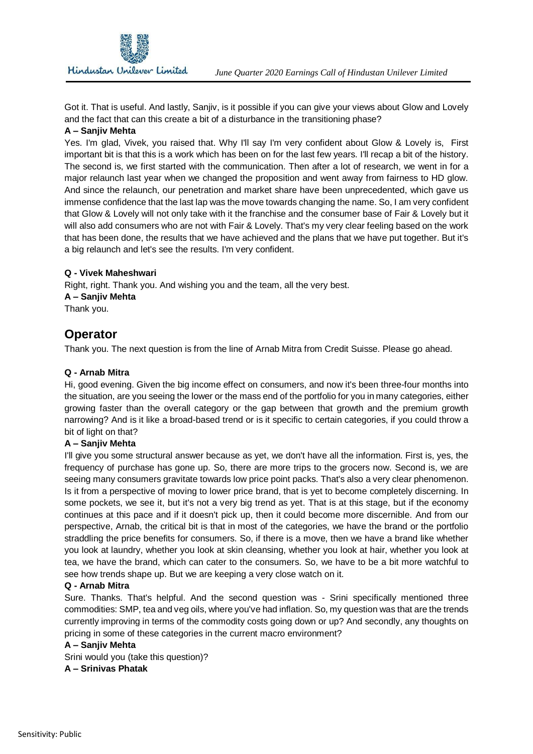Got it. That is useful. And lastly, Sanjiv, is it possible if you can give your views about Glow and Lovely and the fact that can this create a bit of a disturbance in the transitioning phase?

**A – Sanjiv Mehta**

Yes. I'm glad, Vivek, you raised that. Why I'll say I'm very confident about Glow & Lovely is, First important bit is that this is a work which has been on for the last few years. I'll recap a bit of the history. The second is, we first started with the communication. Then after a lot of research, we went in for a major relaunch last year when we changed the proposition and went away from fairness to HD glow. And since the relaunch, our penetration and market share have been unprecedented, which gave us immense confidence that the last lap was the move towards changing the name. So, I am very confident that Glow & Lovely will not only take with it the franchise and the consumer base of Fair & Lovely but it will also add consumers who are not with Fair & Lovely. That's my very clear feeling based on the work that has been done, the results that we have achieved and the plans that we have put together. But it's a big relaunch and let's see the results. I'm very confident.

**Q - Vivek Maheshwari**

Right, right. Thank you. And wishing you and the team, all the very best.

**A – Sanjiv Mehta**

Thank you.

## Operator

Thank you. The next question is from the line of Arnab Mitra from Credit Suisse. Please go ahead.

**Q - Arnab Mitra**

Hi, good evening. Given the big income effect on consumers, and now it's been three-four months into the situation, are you seeing the lower or the mass end of the portfolio for you in many categories, either growing faster than the overall category or the gap between that growth and the premium growth narrowing? And is it like a broad-based trend or is it specific to certain categories, if you could throw a bit of light on that?

**A – Sanjiv Mehta**

I'll give you some structural answer because as yet, we don't have all the information. First is, yes, the frequency of purchase has gone up. So, there are more trips to the grocers now. Second is, we are seeing many consumers gravitate towards low price point packs. That's also a very clear phenomenon. Is it from a perspective of moving to lower price brand, that is yet to become completely discerning. In some pockets, we see it, but it's not a very big trend as yet. That is at this stage, but if the economy continues at this pace and if it doesn't pick up, then it could become more discernible. And from our perspective, Arnab, the critical bit is that in most of the categories, we have the brand or the portfolio straddling the price benefits for consumers. So, if there is a move, then we have a brand like whether you look at laundry, whether you look at skin cleansing, whether you look at hair, whether you look at tea, we have the brand, which can cater to the consumers. So, we have to be a bit more watchful to see how trends shape up. But we are keeping a very close watch on it.

**Q - Arnab Mitra**

Sure. Thanks. That's helpful. And the second question was - Srini specifically mentioned three commodities: SMP, tea and veg oils, where you've had inflation. So, my question was that are the trends currently improving in terms of the commodity costs going down or up? And secondly, any thoughts on pricing in some of these categories in the current macro environment?

**A – Sanjiv Mehta**

Srini would you (take this question)?

**A – Srinivas Phatak**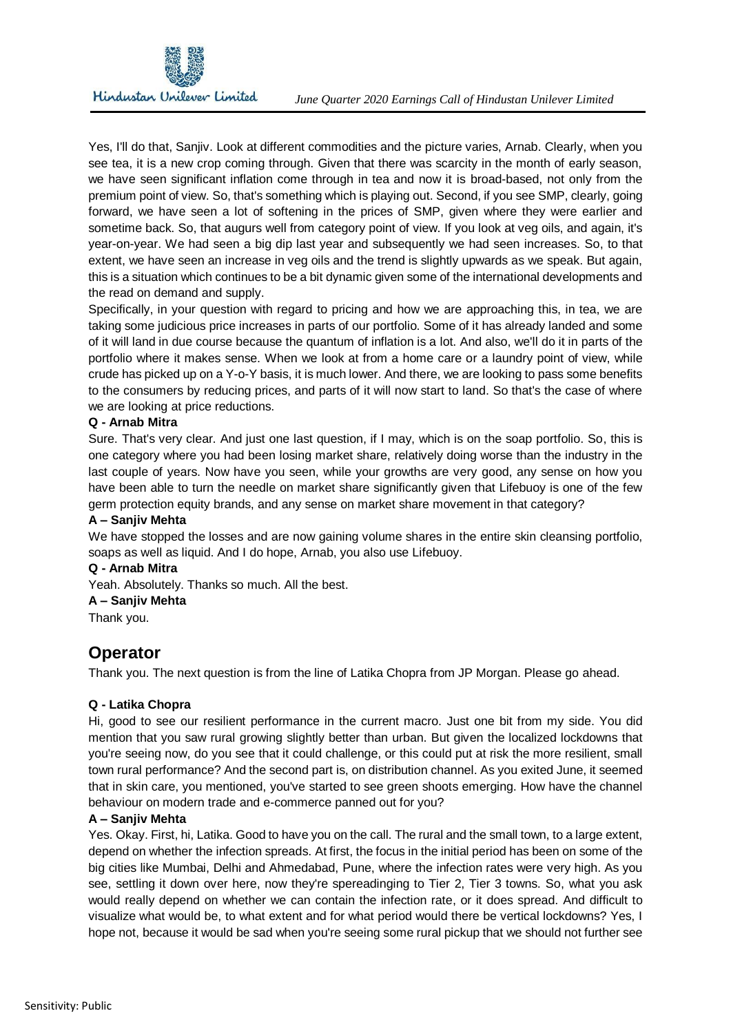Yes, I'll do that, Sanjiv. Look at different commodities and the picture varies, Arnab. Clearly, when you see tea, it is a new crop coming through. Given that there was scarcity in the month of early season, we have seen significant inflation come through in tea and now it is broad-based, not only from the premium point of view. So, that's something which is playing out. Second, if you see SMP, clearly, going forward, we have seen a lot of softening in the prices of SMP, given where they were earlier and sometime back. So, that augurs well from category point of view. If you look at veg oils, and again, it's year-on-year. We had seen a big dip last year and subsequently we had seen increases. So, to that extent, we have seen an increase in veg oils and the trend is slightly upwards as we speak. But again, this is a situation which continues to be a bit dynamic given some of the international developments and the read on demand and supply.

Specifically, in your question with regard to pricing and how we are approaching this, in tea, we are taking some judicious price increases in parts of our portfolio. Some of it has already landed and some of it will land in due course because the quantum of inflation is a lot. And also, we'll do it in parts of the portfolio where it makes sense. When we look at from a home care or a laundry point of view, while crude has picked up on a Y-o-Y basis, it is much lower. And there, we are looking to pass some benefits to the consumers by reducing prices, and parts of it will now start to land. So that's the case of where we are looking at price reductions.

**Q - Arnab Mitra**

Sure. That's very clear. And just one last question, if I may, which is on the soap portfolio. So, this is one category where you had been losing market share, relatively doing worse than the industry in the last couple of years. Now have you seen, while your growths are very good, any sense on how you have been able to turn the needle on market share significantly given that Lifebuoy is one of the few germ protection equity brands, and any sense on market share movement in that category?

**A – Sanjiv Mehta**

We have stopped the losses and are now gaining volume shares in the entire skin cleansing portfolio, soaps as well as liquid. And I do hope, Arnab, you also use Lifebuoy.

**Q - Arnab Mitra**

Yeah. Absolutely. Thanks so much. All the best.

**A – Sanjiv Mehta**

Thank you.

## Operator

Thank you. The next question is from the line of Latika Chopra from JP Morgan. Please go ahead.

**Q - Latika Chopra**

Hi, good to see our resilient performance in the current macro. Just one bit from my side. You did mention that you saw rural growing slightly better than urban. But given the localized lockdowns that you're seeing now, do you see that it could challenge, or this could put at risk the more resilient, small town rural performance? And the second part is, on distribution channel. As you exited June, it seemed that in skin care, you mentioned, you've started to see green shoots emerging. How have the channel behaviour on modern trade and e-commerce panned out for you?

**A – Sanjiv Mehta**

Yes. Okay. First, hi, Latika. Good to have you on the call. The rural and the small town, to a large extent, depend on whether the infection spreads. At first, the focus in the initial period has been on some of the big cities like Mumbai, Delhi and Ahmedabad, Pune, where the infection rates were very high. As you see, settling it down over here, now they're spereadinging to Tier 2, Tier 3 towns. So, what you ask would really depend on whether we can contain the infection rate, or it does spread. And difficult to visualize what would be, to what extent and for what period would there be vertical lockdowns? Yes, I hope not, because it would be sad when you're seeing some rural pickup that we should not further see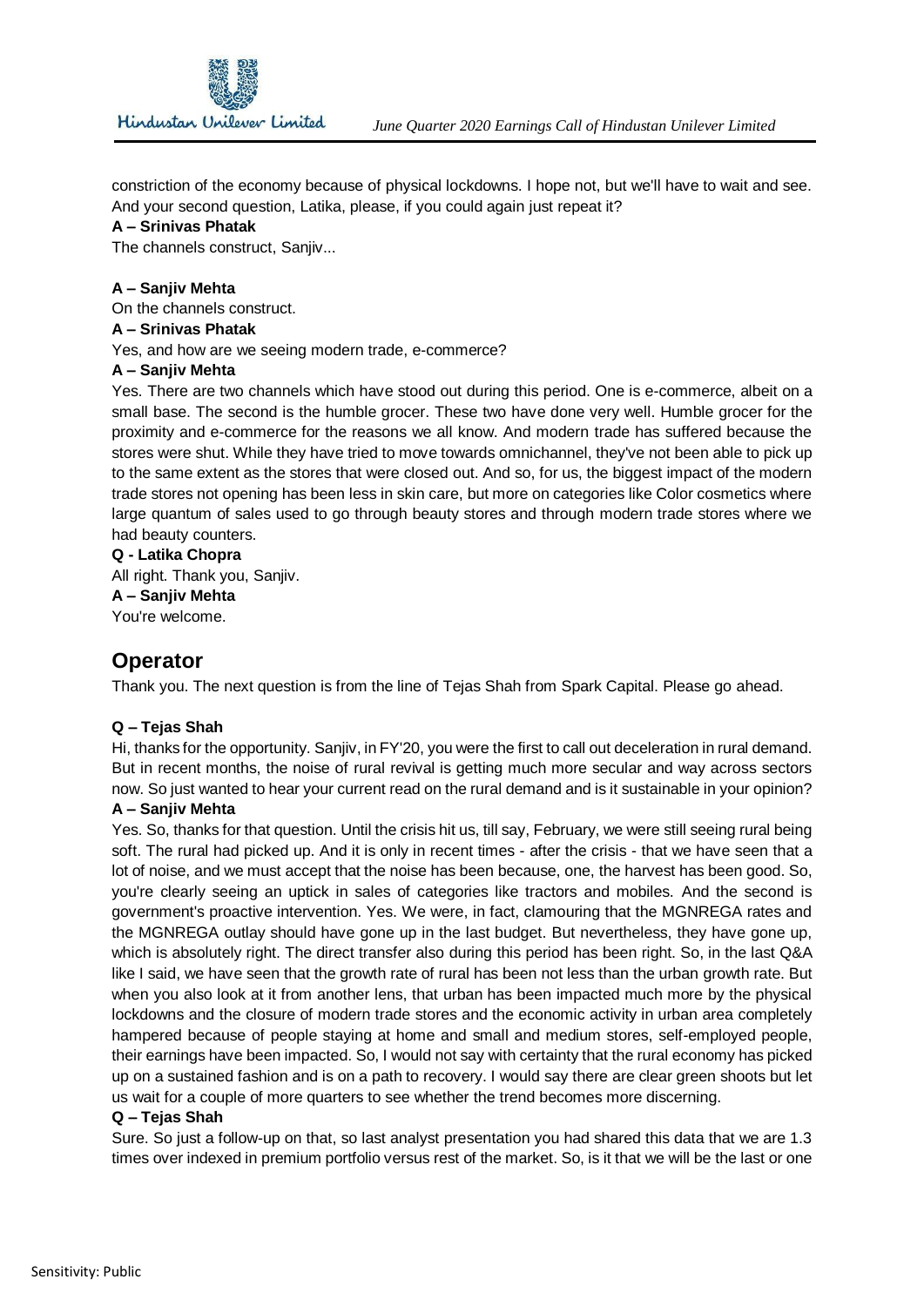constriction of the economy because of physical lockdowns. I hope not, but we'll have to wait and see. And your second question, Latika, please, if you could again just repeat it?

**A – Srinivas Phatak**

The channels construct, Sanjiv...

**A – Sanjiv Mehta**

On the channels construct.

**A – Srinivas Phatak**

Yes, and how are we seeing modern trade, e-commerce?

**A – Sanjiv Mehta**

Yes. There are two channels which have stood out during this period. One is e-commerce, albeit on a small base. The second is the humble grocer. These two have done very well. Humble grocer for the proximity and e-commerce for the reasons we all know. And modern trade has suffered because the stores were shut. While they have tried to move towards omnichannel, they've not been able to pick up to the same extent as the stores that were closed out. And so, for us, the biggest impact of the modern trade stores not opening has been less in skin care, but more on categories like Color cosmetics where large quantum of sales used to go through beauty stores and through modern trade stores where we had beauty counters.

**Q - Latika Chopra**

All right. Thank you, Sanjiv.

**A – Sanjiv Mehta**

You're welcome.

## Operator

Thank you. The next question is from the line of Tejas Shah from Spark Capital. Please go ahead.

**Q – Tejas Shah**

Hi, thanks for the opportunity. Sanjiv, in FY'20, you were the first to call out deceleration in rural demand. But in recent months, the noise of rural revival is getting much more secular and way across sectors now. So just wanted to hear your current read on the rural demand and is it sustainable in your opinion?

**A – Sanjiv Mehta**

Yes. So, thanks for that question. Until the crisis hit us, till say, February, we were still seeing rural being soft. The rural had picked up. And it is only in recent times - after the crisis - that we have seen that a lot of noise, and we must accept that the noise has been because, one, the harvest has been good. So, you're clearly seeing an uptick in sales of categories like tractors and mobiles. And the second is government's proactive intervention. Yes. We were, in fact, clamouring that the MGNREGA rates and the MGNREGA outlay should have gone up in the last budget. But nevertheless, they have gone up, which is absolutely right. The direct transfer also during this period has been right. So, in the last Q&A like I said, we have seen that the growth rate of rural has been not less than the urban growth rate. But when you also look at it from another lens, that urban has been impacted much more by the physical lockdowns and the closure of modern trade stores and the economic activity in urban area completely hampered because of people staying at home and small and medium stores, self-employed people, their earnings have been impacted. So, I would not say with certainty that the rural economy has picked up on a sustained fashion and is on a path to recovery. I would say there are clear green shoots but let us wait for a couple of more quarters to see whether the trend becomes more discerning.

**Q – Tejas Shah**

Sure. So just a follow-up on that, so last analyst presentation you had shared this data that we are 1.3 times over indexed in premium portfolio versus rest of the market. So, is it that we will be the last or one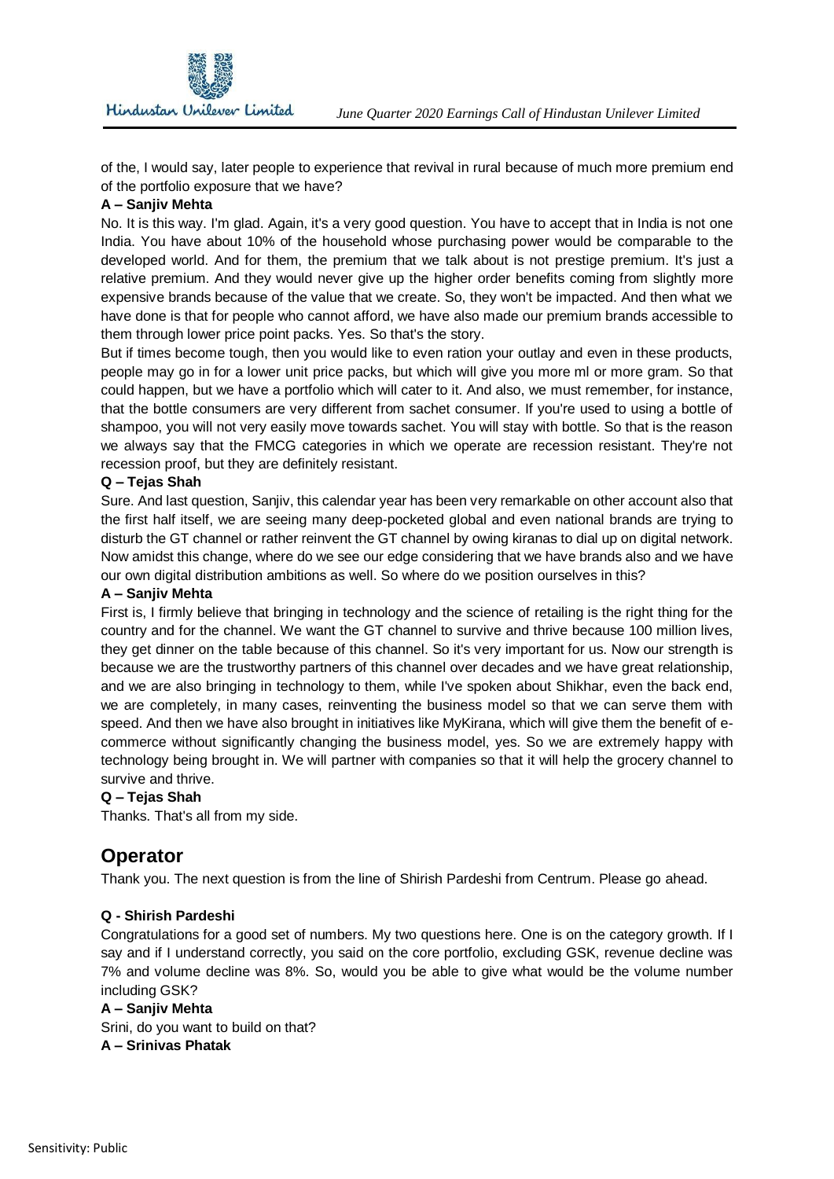of the, I would say, later people to experience that revival in rural because of much more premium end of the portfolio exposure that we have?

**A – Sanjiv Mehta**

No. It is this way. I'm glad. Again, it's a very good question. You have to accept that in India is not one India. You have about 10% of the household whose purchasing power would be comparable to the developed world. And for them, the premium that we talk about is not prestige premium. It's just a relative premium. And they would never give up the higher order benefits coming from slightly more expensive brands because of the value that we create. So, they won't be impacted. And then what we have done is that for people who cannot afford, we have also made our premium brands accessible to them through lower price point packs. Yes. So that's the story.

But if times become tough, then you would like to even ration your outlay and even in these products, people may go in for a lower unit price packs, but which will give you more ml or more gram. So that could happen, but we have a portfolio which will cater to it. And also, we must remember, for instance, that the bottle consumers are very different from sachet consumer. If you're used to using a bottle of shampoo, you will not very easily move towards sachet. You will stay with bottle. So that is the reason we always say that the FMCG categories in which we operate are recession resistant. They're not recession proof, but they are definitely resistant.

**Q – Tejas Shah**

Sure. And last question, Sanjiv, this calendar year has been very remarkable on other account also that the first half itself, we are seeing many deep-pocketed global and even national brands are trying to disturb the GT channel or rather reinvent the GT channel by owing kiranas to dial up on digital network. Now amidst this change, where do we see our edge considering that we have brands also and we have our own digital distribution ambitions as well. So where do we position ourselves in this?

**A – Sanjiv Mehta**

First is, I firmly believe that bringing in technology and the science of retailing is the right thing for the country and for the channel. We want the GT channel to survive and thrive because 100 million lives, they get dinner on the table because of this channel. So it's very important for us. Now our strength is because we are the trustworthy partners of this channel over decades and we have great relationship, and we are also bringing in technology to them, while I've spoken about Shikhar, even the back end, we are completely, in many cases, reinventing the business model so that we can serve them with speed. And then we have also brought in initiatives like MyKirana, which will give them the benefit of e-commerce without significantly changing the business model, yes. So we are extremely happy with technology being brought in. We will partner with companies so that it will help the grocery channel to survive and thrive.

**Q – Tejas Shah**

Thanks. That's all from my side.

## Operator

Thank you. The next question is from the line of Shirish Pardeshi from Centrum. Please go ahead.

**Q - Shirish Pardeshi**

Congratulations for a good set of numbers. My two questions here. One is on the category growth. If I say and if I understand correctly, you said on the core portfolio, excluding GSK, revenue decline was 7% and volume decline was 8%. So, would you be able to give what would be the volume number including GSK?

**A – Sanjiv Mehta**

Srini, do you want to build on that?

**A – Srinivas Phatak**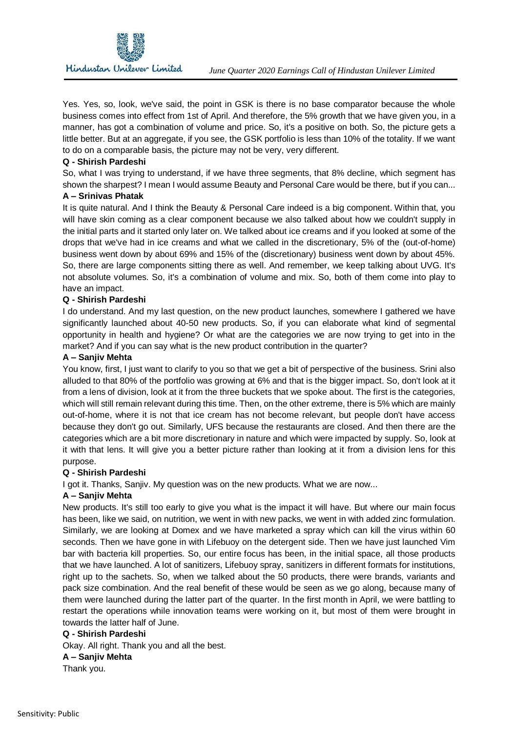Yes. Yes, so, look, we've said, the point in GSK is there is no base comparator because the whole business comes into effect from 1st of April. And therefore, the 5% growth that we have given you, in a manner, has got a combination of volume and price. So, it's a positive on both. So, the picture gets a little better. But at an aggregate, if you see, the GSK portfolio is less than 10% of the totality. If we want to do on a comparable basis, the picture may not be very, very different.

**Q - Shirish Pardeshi**

So, what I was trying to understand, if we have three segments, that 8% decline, which segment has shown the sharpest? I mean I would assume Beauty and Personal Care would be there, but if you can...

**A – Srinivas Phatak**

It is quite natural. And I think the Beauty & Personal Care indeed is a big component. Within that, you will have skin coming as a clear component because we also talked about how we couldn't supply in the initial parts and it started only later on. We talked about ice creams and if you looked at some of the drops that we've had in ice creams and what we called in the discretionary, 5% of the (out-of-home) business went down by about 69% and 15% of the (discretionary) business went down by about 45%. So, there are large components sitting there as well. And remember, we keep talking about UVG. It's not absolute volumes. So, it's a combination of volume and mix. So, both of them come into play to have an impact.

**Q - Shirish Pardeshi**

I do understand. And my last question, on the new product launches, somewhere I gathered we have significantly launched about 40-50 new products. So, if you can elaborate what kind of segmental opportunity in health and hygiene? Or what are the categories we are now trying to get into in the market? And if you can say what is the new product contribution in the quarter?

**A – Sanjiv Mehta**

You know, first, I just want to clarify to you so that we get a bit of perspective of the business. Srini also alluded to that 80% of the portfolio was growing at 6% and that is the bigger impact. So, don't look at it from a lens of division, look at it from the three buckets that we spoke about. The first is the categories, which will still remain relevant during this time. Then, on the other extreme, there is 5% which are mainly out-of-home, where it is not that ice cream has not become relevant, but people don't have access because they don't go out. Similarly, UFS because the restaurants are closed. And then there are the categories which are a bit more discretionary in nature and which were impacted by supply. So, look at it with that lens. It will give you a better picture rather than looking at it from a division lens for this purpose.

**Q - Shirish Pardeshi**

I got it. Thanks, Sanjiv. My question was on the new products. What we are now...

**A – Sanjiv Mehta**

New products. It's still too early to give you what is the impact it will have. But where our main focus has been, like we said, on nutrition, we went in with new packs, we went in with added zinc formulation. Similarly, we are looking at Domex and we have marketed a spray which can kill the virus within 60 seconds. Then we have gone in with Lifebuoy on the detergent side. Then we have just launched Vim bar with bacteria kill properties. So, our entire focus has been, in the initial space, all those products that we have launched. A lot of sanitizers, Lifebuoy spray, sanitizers in different formats for institutions, right up to the sachets. So, when we talked about the 50 products, there were brands, variants and pack size combination. And the real benefit of these would be seen as we go along, because many of them were launched during the latter part of the quarter. In the first month in April, we were battling to restart the operations while innovation teams were working on it, but most of them were brought in towards the latter half of June.

**Q - Shirish Pardeshi**

Okay. All right. Thank you and all the best.

**A – Sanjiv Mehta**

Thank you.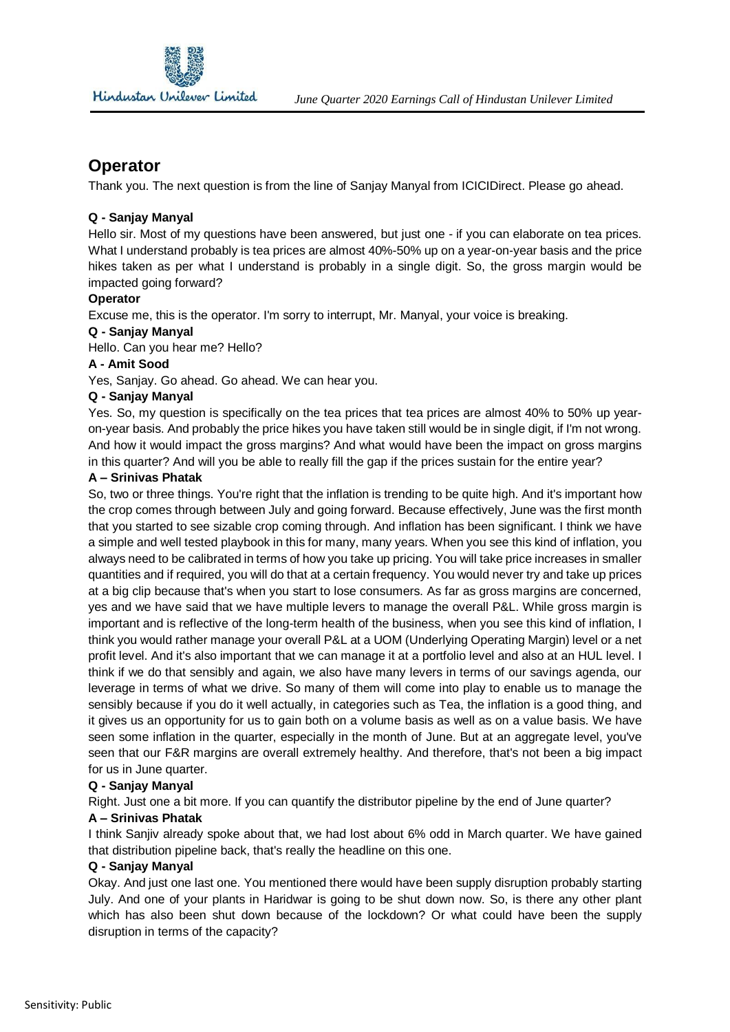## Operator

Thank you. The next question is from the line of Sanjay Manyal from ICICIDirect. Please go ahead.

**Q - Sanjay Manyal**

Hello sir. Most of my questions have been answered, but just one - if you can elaborate on tea prices. What I understand probably is tea prices are almost 40%-50% up on a year-on-year basis and the price hikes taken as per what I understand is probably in a single digit. So, the gross margin would be impacted going forward?

**Operator**

Excuse me, this is the operator. I'm sorry to interrupt, Mr. Manyal, your voice is breaking.

**Q - Sanjay Manyal**

Hello. Can you hear me? Hello?

**A - Amit Sood**

Yes, Sanjay. Go ahead. Go ahead. We can hear you.

**Q - Sanjay Manyal**

Yes. So, my question is specifically on the tea prices that tea prices are almost 40% to 50% up year-on-year basis. And probably the price hikes you have taken still would be in single digit, if I'm not wrong. And how it would impact the gross margins? And what would have been the impact on gross margins in this quarter? And will you be able to really fill the gap if the prices sustain for the entire year?

**A – Srinivas Phatak**

So, two or three things. You're right that the inflation is trending to be quite high. And it's important how the crop comes through between July and going forward. Because effectively, June was the first month that you started to see sizable crop coming through. And inflation has been significant. I think we have a simple and well tested playbook in this for many, many years. When you see this kind of inflation, you always need to be calibrated in terms of how you take up pricing. You will take price increases in smaller quantities and if required, you will do that at a certain frequency. You would never try and take up prices at a big clip because that's when you start to lose consumers. As far as gross margins are concerned, yes and we have said that we have multiple levers to manage the overall P&L. While gross margin is important and is reflective of the long-term health of the business, when you see this kind of inflation, I think you would rather manage your overall P&L at a UOM (Underlying Operating Margin) level or a net profit level. And it's also important that we can manage it at a portfolio level and also at an HUL level. I think if we do that sensibly and again, we also have many levers in terms of our savings agenda, our leverage in terms of what we drive. So many of them will come into play to enable us to manage the sensibly because if you do it well actually, in categories such as Tea, the inflation is a good thing, and it gives us an opportunity for us to gain both on a volume basis as well as on a value basis. We have seen some inflation in the quarter, especially in the month of June. But at an aggregate level, you've seen that our F&R margins are overall extremely healthy. And therefore, that's not been a big impact for us in June quarter.

**Q - Sanjay Manyal**

Right. Just one a bit more. If you can quantify the distributor pipeline by the end of June quarter?

**A – Srinivas Phatak**

I think Sanjiv already spoke about that, we had lost about 6% odd in March quarter. We have gained that distribution pipeline back, that's really the headline on this one.

**Q - Sanjay Manyal**

Okay. And just one last one. You mentioned there would have been supply disruption probably starting July. And one of your plants in Haridwar is going to be shut down now. So, is there any other plant which has also been shut down because of the lockdown? Or what could have been the supply disruption in terms of the capacity?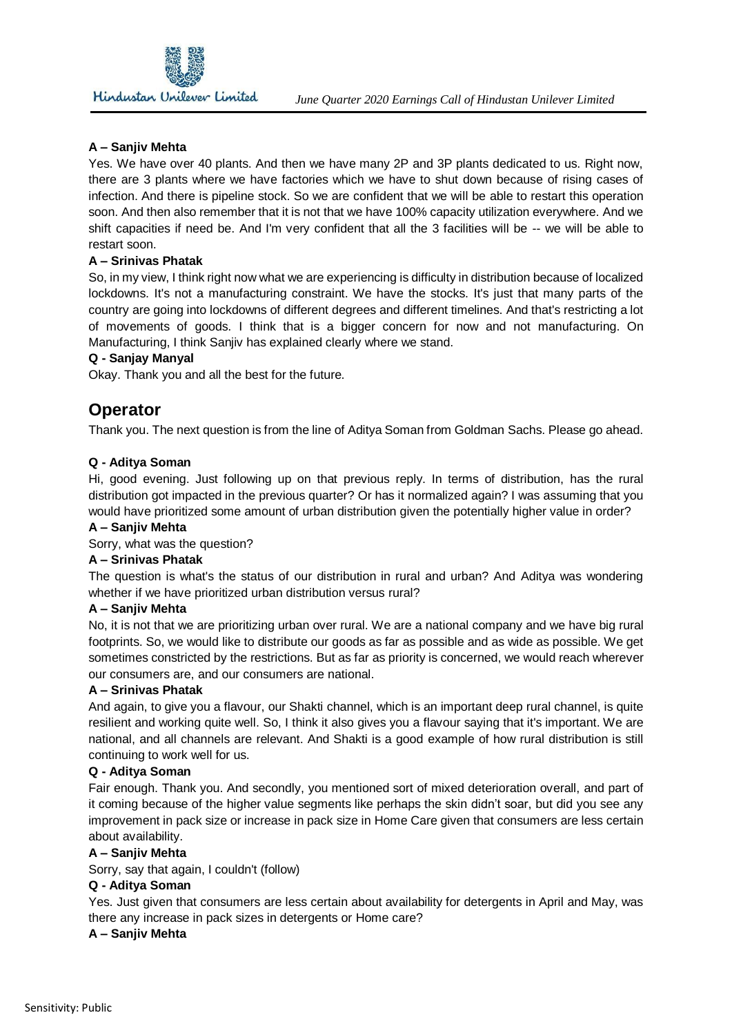**A – Sanjiv Mehta**

Yes. We have over 40 plants. And then we have many 2P and 3P plants dedicated to us. Right now, there are 3 plants where we have factories which we have to shut down because of rising cases of infection. And there is pipeline stock. So we are confident that we will be able to restart this operation soon. And then also remember that it is not that we have 100% capacity utilization everywhere. And we shift capacities if need be. And I'm very confident that all the 3 facilities will be -- we will be able to restart soon.

**A – Srinivas Phatak**

So, in my view, I think right now what we are experiencing is difficulty in distribution because of localized lockdowns. It's not a manufacturing constraint. We have the stocks. It's just that many parts of the country are going into lockdowns of different degrees and different timelines. And that's restricting a lot of movements of goods. I think that is a bigger concern for now and not manufacturing. On Manufacturing, I think Sanjiv has explained clearly where we stand.

**Q - Sanjay Manyal**

Okay. Thank you and all the best for the future.

## Operator

Thank you. The next question is from the line of Aditya Soman from Goldman Sachs. Please go ahead.

**Q - Aditya Soman**

Hi, good evening. Just following up on that previous reply. In terms of distribution, has the rural distribution got impacted in the previous quarter? Or has it normalized again? I was assuming that you would have prioritized some amount of urban distribution given the potentially higher value in order?

**A – Sanjiv Mehta**

Sorry, what was the question?

**A – Srinivas Phatak**

The question is what's the status of our distribution in rural and urban? And Aditya was wondering whether if we have prioritized urban distribution versus rural?

**A – Sanjiv Mehta**

No, it is not that we are prioritizing urban over rural. We are a national company and we have big rural footprints. So, we would like to distribute our goods as far as possible and as wide as possible. We get sometimes constricted by the restrictions. But as far as priority is concerned, we would reach wherever our consumers are, and our consumers are national.

**A – Srinivas Phatak**

And again, to give you a flavour, our Shakti channel, which is an important deep rural channel, is quite resilient and working quite well. So, I think it also gives you a flavour saying that it's important. We are national, and all channels are relevant. And Shakti is a good example of how rural distribution is still continuing to work well for us.

**Q - Aditya Soman**

Fair enough. Thank you. And secondly, you mentioned sort of mixed deterioration overall, and part of it coming because of the higher value segments like perhaps the skin didn't soar, but did you see any improvement in pack size or increase in pack size in Home Care given that consumers are less certain about availability.

**A – Sanjiv Mehta**

Sorry, say that again, I couldn't (follow)

**Q - Aditya Soman**

Yes. Just given that consumers are less certain about availability for detergents in April and May, was there any increase in pack sizes in detergents or Home care?

**A – Sanjiv Mehta**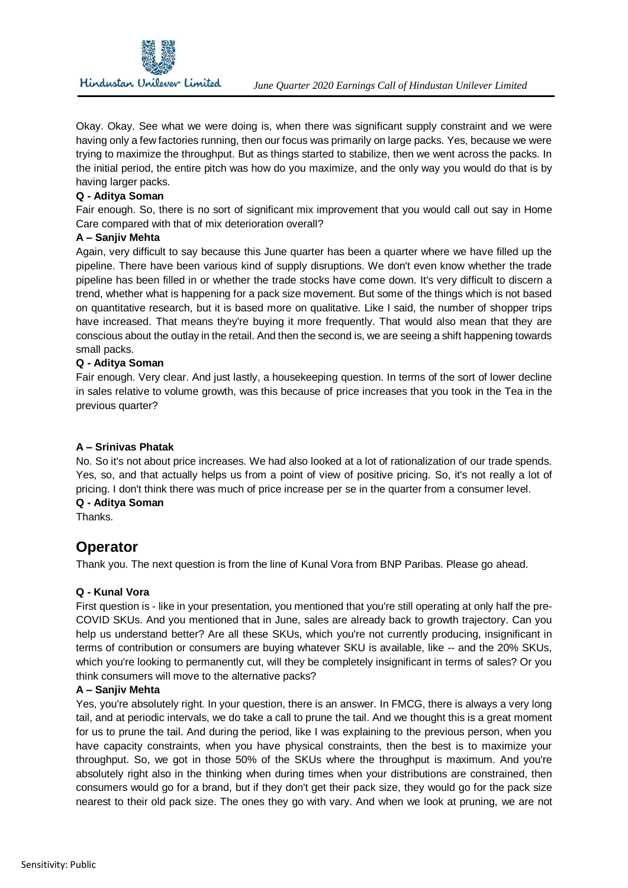Okay. Okay. See what we were doing is, when there was significant supply constraint and we were having only a few factories running, then our focus was primarily on large packs. Yes, because we were trying to maximize the throughput. But as things started to stabilize, then we went across the packs. In the initial period, the entire pitch was how do you maximize, and the only way you would do that is by having larger packs.

**Q - Aditya Soman**

Fair enough. So, there is no sort of significant mix improvement that you would call out say in Home Care compared with that of mix deterioration overall?

**A – Sanjiv Mehta**

Again, very difficult to say because this June quarter has been a quarter where we have filled up the pipeline. There have been various kind of supply disruptions. We don't even know whether the trade pipeline has been filled in or whether the trade stocks have come down. It's very difficult to discern a trend, whether what is happening for a pack size movement. But some of the things which is not based on quantitative research, but it is based more on qualitative. Like I said, the number of shopper trips have increased. That means they're buying it more frequently. That would also mean that they are conscious about the outlay in the retail. And then the second is, we are seeing a shift happening towards small packs.

**Q - Aditya Soman**

Fair enough. Very clear. And just lastly, a housekeeping question. In terms of the sort of lower decline in sales relative to volume growth, was this because of price increases that you took in the Tea in the previous quarter?

**A – Srinivas Phatak**

No. So it's not about price increases. We had also looked at a lot of rationalization of our trade spends. Yes, so, and that actually helps us from a point of view of positive pricing. So, it's not really a lot of pricing. I don't think there was much of price increase per se in the quarter from a consumer level.

**Q - Aditya Soman**

Thanks.

## Operator

Thank you. The next question is from the line of Kunal Vora from BNP Paribas. Please go ahead.

**Q - Kunal Vora**

First question is - like in your presentation, you mentioned that you're still operating at only half the pre-COVID SKUs. And you mentioned that in June, sales are already back to growth trajectory. Can you help us understand better? Are all these SKUs, which you're not currently producing, insignificant in terms of contribution or consumers are buying whatever SKU is available, like -- and the 20% SKUs, which you're looking to permanently cut, will they be completely insignificant in terms of sales? Or you think consumers will move to the alternative packs?

**A – Sanjiv Mehta**

Yes, you're absolutely right. In your question, there is an answer. In FMCG, there is always a very long tail, and at periodic intervals, we do take a call to prune the tail. And we thought this is a great moment for us to prune the tail. And during the period, like I was explaining to the previous person, when you have capacity constraints, when you have physical constraints, then the best is to maximize your throughput. So, we got in those 50% of the SKUs where the throughput is maximum. And you're absolutely right also in the thinking when during times when your distributions are constrained, then consumers would go for a brand, but if they don't get their pack size, they would go for the pack size nearest to their old pack size. The ones they go with vary. And when we look at pruning, we are not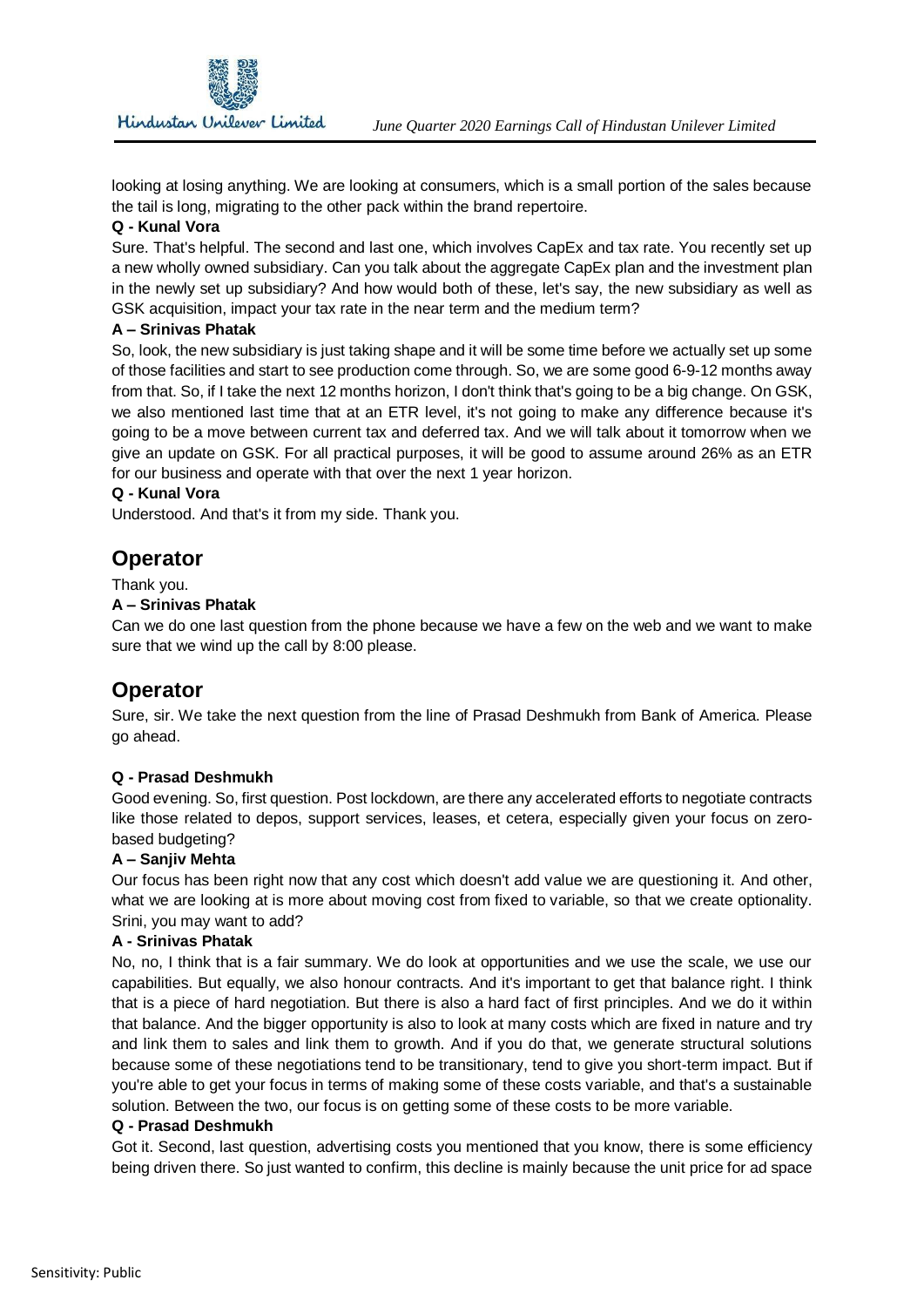looking at losing anything. We are looking at consumers, which is a small portion of the sales because the tail is long, migrating to the other pack within the brand repertoire.

**Q - Kunal Vora**

Sure. That's helpful. The second and last one, which involves CapEx and tax rate. You recently set up a new wholly owned subsidiary. Can you talk about the aggregate CapEx plan and the investment plan in the newly set up subsidiary? And how would both of these, let's say, the new subsidiary as well as GSK acquisition, impact your tax rate in the near term and the medium term?

**A – Srinivas Phatak**

So, look, the new subsidiary is just taking shape and it will be some time before we actually set up some of those facilities and start to see production come through. So, we are some good 6-9-12 months away from that. So, if I take the next 12 months horizon, I don't think that's going to be a big change. On GSK, we also mentioned last time that at an ETR level, it's not going to make any difference because it's going to be a move between current tax and deferred tax. And we will talk about it tomorrow when we give an update on GSK. For all practical purposes, it will be good to assume around 26% as an ETR for our business and operate with that over the next 1 year horizon.

**Q - Kunal Vora**

Understood. And that's it from my side. Thank you.

## Operator

Thank you.

**A – Srinivas Phatak**

Can we do one last question from the phone because we have a few on the web and we want to make sure that we wind up the call by 8:00 please.

## Operator

Sure, sir. We take the next question from the line of Prasad Deshmukh from Bank of America. Please go ahead.

**Q - Prasad Deshmukh**

Good evening. So, first question. Post lockdown, are there any accelerated efforts to negotiate contracts like those related to depos, support services, leases, et cetera, especially given your focus on zero-based budgeting?

**A – Sanjiv Mehta**

Our focus has been right now that any cost which doesn't add value we are questioning it. And other, what we are looking at is more about moving cost from fixed to variable, so that we create optionality. Srini, you may want to add?

**A - Srinivas Phatak**

No, no, I think that is a fair summary. We do look at opportunities and we use the scale, we use our capabilities. But equally, we also honour contracts. And it's important to get that balance right. I think that is a piece of hard negotiation. But there is also a hard fact of first principles. And we do it within that balance. And the bigger opportunity is also to look at many costs which are fixed in nature and try and link them to sales and link them to growth. And if you do that, we generate structural solutions because some of these negotiations tend to be transitionary, tend to give you short-term impact. But if you're able to get your focus in terms of making some of these costs variable, and that's a sustainable solution. Between the two, our focus is on getting some of these costs to be more variable.

**Q - Prasad Deshmukh**

Got it. Second, last question, advertising costs you mentioned that you know, there is some efficiency being driven there. So just wanted to confirm, this decline is mainly because the unit price for ad space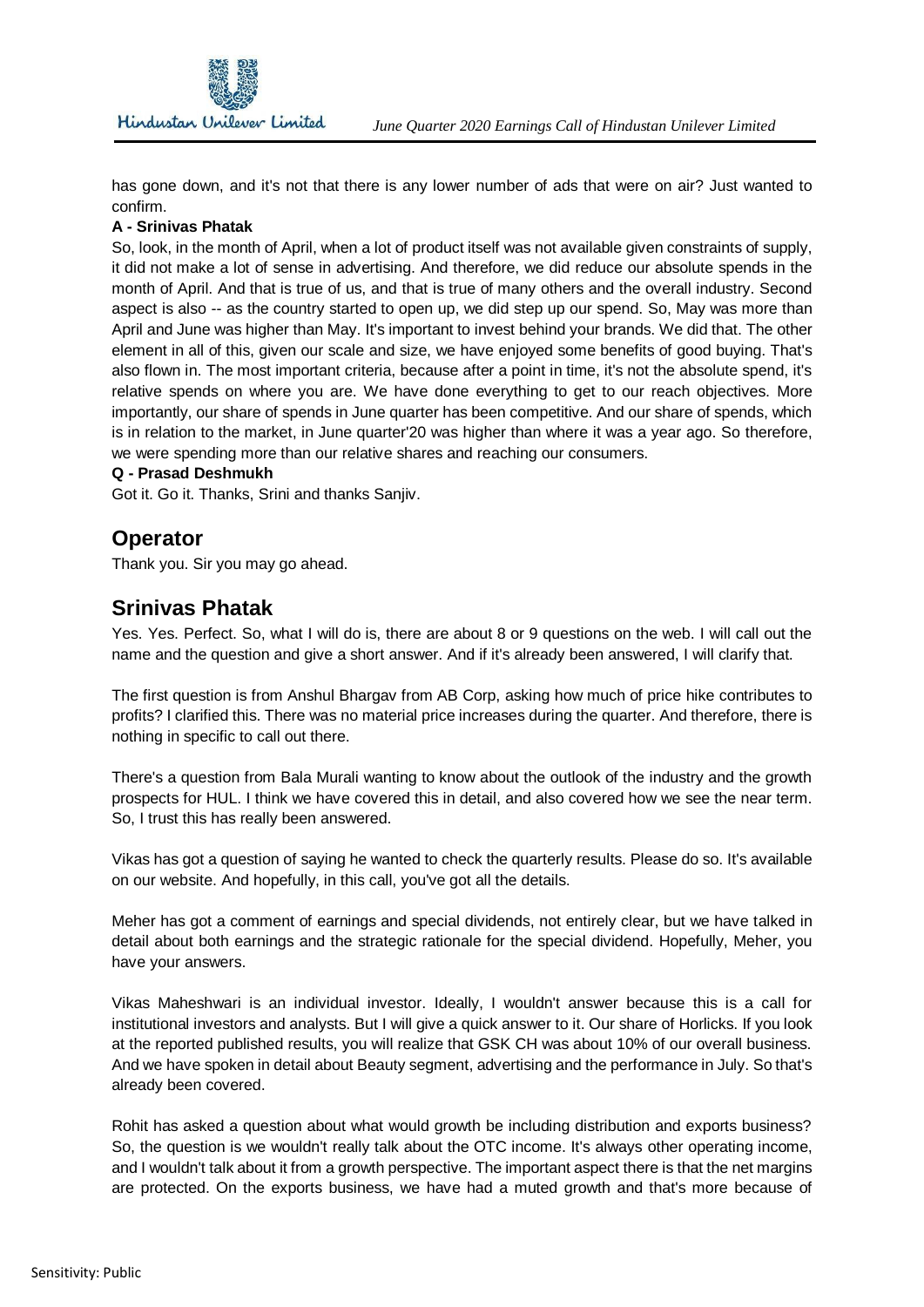has gone down, and it's not that there is any lower number of ads that were on air? Just wanted to confirm.

**A - Srinivas Phatak**

So, look, in the month of April, when a lot of product itself was not available given constraints of supply, it did not make a lot of sense in advertising. And therefore, we did reduce our absolute spends in the month of April. And that is true of us, and that is true of many others and the overall industry. Second aspect is also -- as the country started to open up, we did step up our spend. So, May was more than April and June was higher than May. It's important to invest behind your brands. We did that. The other element in all of this, given our scale and size, we have enjoyed some benefits of good buying. That's also flown in. The most important criteria, because after a point in time, it's not the absolute spend, it's relative spends on where you are. We have done everything to get to our reach objectives. More importantly, our share of spends in June quarter has been competitive. And our share of spends, which is in relation to the market, in June quarter'20 was higher than where it was a year ago. So therefore, we were spending more than our relative shares and reaching our consumers.

**Q - Prasad Deshmukh**

Got it. Go it. Thanks, Srini and thanks Sanjiv.

## Operator

Thank you. Sir you may go ahead.

## Srinivas Phatak

Yes. Yes. Perfect. So, what I will do is, there are about 8 or 9 questions on the web. I will call out the name and the question and give a short answer. And if it's already been answered, I will clarify that.

The first question is from Anshul Bhargav from AB Corp, asking how much of price hike contributes to profits? I clarified this. There was no material price increases during the quarter. And therefore, there is nothing in specific to call out there.

There's a question from Bala Murali wanting to know about the outlook of the industry and the growth prospects for HUL. I think we have covered this in detail, and also covered how we see the near term. So, I trust this has really been answered.

Vikas has got a question of saying he wanted to check the quarterly results. Please do so. It's available on our website. And hopefully, in this call, you've got all the details.

Meher has got a comment of earnings and special dividends, not entirely clear, but we have talked in detail about both earnings and the strategic rationale for the special dividend. Hopefully, Meher, you have your answers.

Vikas Maheshwari is an individual investor. Ideally, I wouldn't answer because this is a call for institutional investors and analysts. But I will give a quick answer to it. Our share of Horlicks. If you look at the reported published results, you will realize that GSK CH was about 10% of our overall business. And we have spoken in detail about Beauty segment, advertising and the performance in July. So that's already been covered.

Rohit has asked a question about what would growth be including distribution and exports business? So, the question is we wouldn't really talk about the OTC income. It's always other operating income, and I wouldn't talk about it from a growth perspective. The important aspect there is that the net margins are protected. On the exports business, we have had a muted growth and that's more because of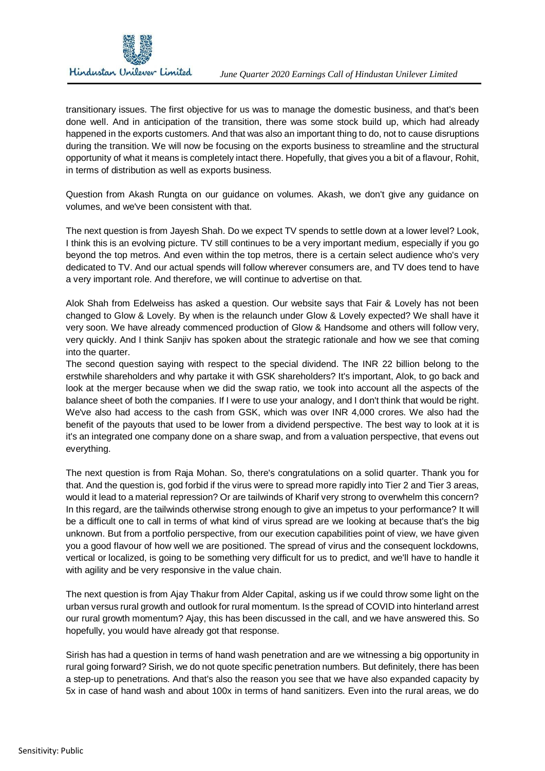transitionary issues. The first objective for us was to manage the domestic business, and that's been done well. And in anticipation of the transition, there was some stock build up, which had already happened in the exports customers. And that was also an important thing to do, not to cause disruptions during the transition. We will now be focusing on the exports business to streamline and the structural opportunity of what it means is completely intact there. Hopefully, that gives you a bit of a flavour, Rohit, in terms of distribution as well as exports business.

Question from Akash Rungta on our guidance on volumes. Akash, we don't give any guidance on volumes, and we've been consistent with that.

The next question is from Jayesh Shah. Do we expect TV spends to settle down at a lower level? Look, I think this is an evolving picture. TV still continues to be a very important medium, especially if you go beyond the top metros. And even within the top metros, there is a certain select audience who's very dedicated to TV. And our actual spends will follow wherever consumers are, and TV does tend to have a very important role. And therefore, we will continue to advertise on that.

Alok Shah from Edelweiss has asked a question. Our website says that Fair & Lovely has not been changed to Glow & Lovely. By when is the relaunch under Glow & Lovely expected? We shall have it very soon. We have already commenced production of Glow & Handsome and others will follow very, very quickly. And I think Sanjiv has spoken about the strategic rationale and how we see that coming into the quarter.

The second question saying with respect to the special dividend. The INR 22 billion belong to the erstwhile shareholders and why partake it with GSK shareholders? It's important, Alok, to go back and look at the merger because when we did the swap ratio, we took into account all the aspects of the balance sheet of both the companies. If I were to use your analogy, and I don't think that would be right. We've also had access to the cash from GSK, which was over INR 4,000 crores. We also had the benefit of the payouts that used to be lower from a dividend perspective. The best way to look at it is it's an integrated one company done on a share swap, and from a valuation perspective, that evens out everything.

The next question is from Raja Mohan. So, there's congratulations on a solid quarter. Thank you for that. And the question is, god forbid if the virus were to spread more rapidly into Tier 2 and Tier 3 areas, would it lead to a material repression? Or are tailwinds of Kharif very strong to overwhelm this concern? In this regard, are the tailwinds otherwise strong enough to give an impetus to your performance? It will be a difficult one to call in terms of what kind of virus spread are we looking at because that's the big unknown. But from a portfolio perspective, from our execution capabilities point of view, we have given you a good flavour of how well we are positioned. The spread of virus and the consequent lockdowns, vertical or localized, is going to be something very difficult for us to predict, and we'll have to handle it with agility and be very responsive in the value chain.

The next question is from Ajay Thakur from Alder Capital, asking us if we could throw some light on the urban versus rural growth and outlook for rural momentum. Is the spread of COVID into hinterland arrest our rural growth momentum? Ajay, this has been discussed in the call, and we have answered this. So hopefully, you would have already got that response.

Sirish has had a question in terms of hand wash penetration and are we witnessing a big opportunity in rural going forward? Sirish, we do not quote specific penetration numbers. But definitely, there has been a step-up to penetrations. And that's also the reason you see that we have also expanded capacity by 5x in case of hand wash and about 100x in terms of hand sanitizers. Even into the rural areas, we do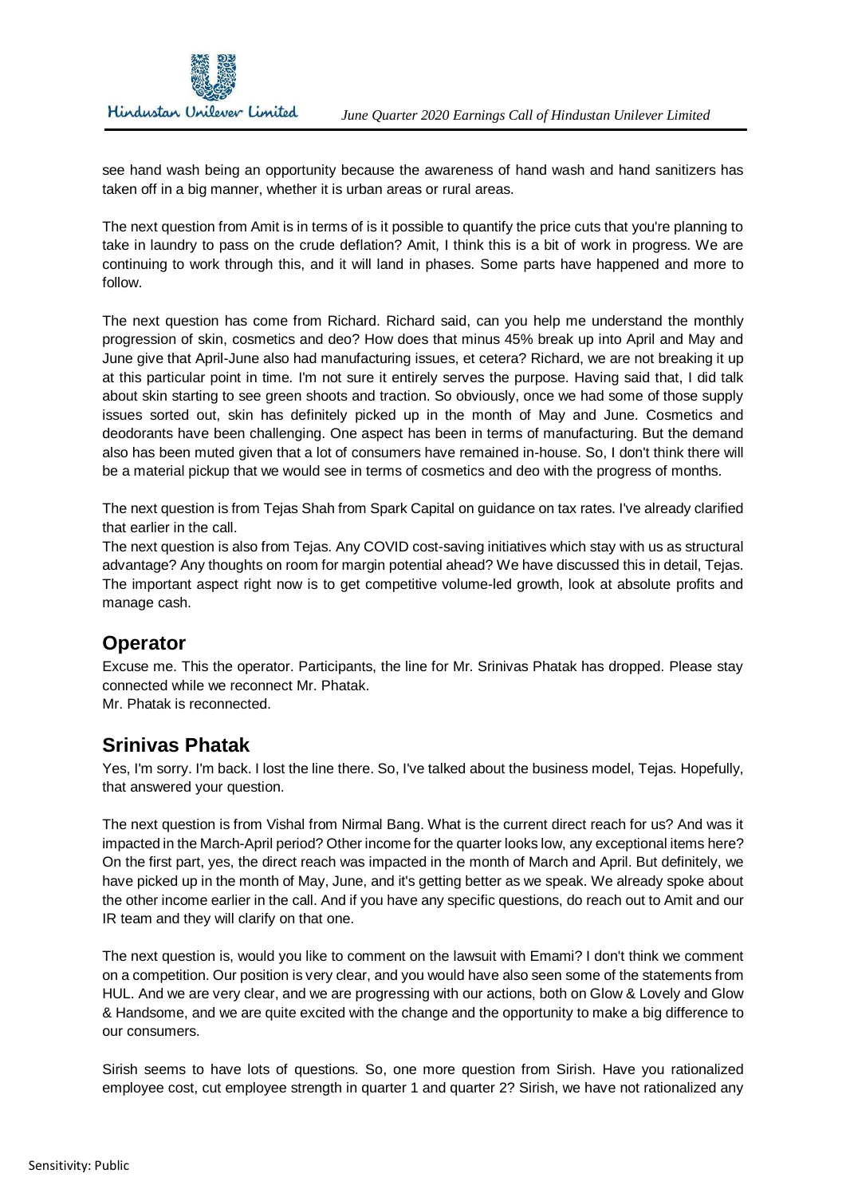see hand wash being an opportunity because the awareness of hand wash and hand sanitizers has taken off in a big manner, whether it is urban areas or rural areas.

The next question from Amit is in terms of is it possible to quantify the price cuts that you're planning to take in laundry to pass on the crude deflation? Amit, I think this is a bit of work in progress. We are continuing to work through this, and it will land in phases. Some parts have happened and more to follow.

The next question has come from Richard. Richard said, can you help me understand the monthly progression of skin, cosmetics and deo? How does that minus 45% break up into April and May and June give that April-June also had manufacturing issues, et cetera? Richard, we are not breaking it up at this particular point in time. I'm not sure it entirely serves the purpose. Having said that, I did talk about skin starting to see green shoots and traction. So obviously, once we had some of those supply issues sorted out, skin has definitely picked up in the month of May and June. Cosmetics and deodorants have been challenging. One aspect has been in terms of manufacturing. But the demand also has been muted given that a lot of consumers have remained in-house. So, I don't think there will be a material pickup that we would see in terms of cosmetics and deo with the progress of months.

The next question is from Tejas Shah from Spark Capital on guidance on tax rates. I've already clarified that earlier in the call.

The next question is also from Tejas. Any COVID cost-saving initiatives which stay with us as structural advantage? Any thoughts on room for margin potential ahead? We have discussed this in detail, Tejas. The important aspect right now is to get competitive volume-led growth, look at absolute profits and manage cash.

## Operator

Excuse me. This the operator. Participants, the line for Mr. Srinivas Phatak has dropped. Please stay connected while we reconnect Mr. Phatak.

Mr. Phatak is reconnected.

## Srinivas Phatak

Yes, I'm sorry. I'm back. I lost the line there. So, I've talked about the business model, Tejas. Hopefully, that answered your question.

The next question is from Vishal from Nirmal Bang. What is the current direct reach for us? And was it impacted in the March-April period? Other income for the quarter looks low, any exceptional items here? On the first part, yes, the direct reach was impacted in the month of March and April. But definitely, we have picked up in the month of May, June, and it's getting better as we speak. We already spoke about the other income earlier in the call. And if you have any specific questions, do reach out to Amit and our IR team and they will clarify on that one.

The next question is, would you like to comment on the lawsuit with Emami? I don't think we comment on a competition. Our position is very clear, and you would have also seen some of the statements from HUL. And we are very clear, and we are progressing with our actions, both on Glow & Lovely and Glow & Handsome, and we are quite excited with the change and the opportunity to make a big difference to our consumers.

Sirish seems to have lots of questions. So, one more question from Sirish. Have you rationalized employee cost, cut employee strength in quarter 1 and quarter 2? Sirish, we have not rationalized any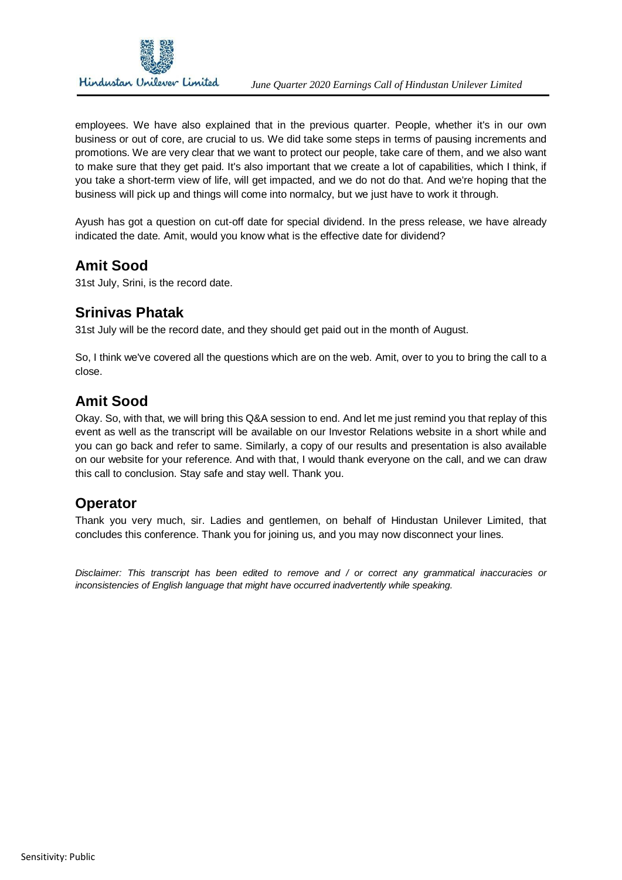employees. We have also explained that in the previous quarter. People, whether it's in our own business or out of core, are crucial to us. We did take some steps in terms of pausing increments and promotions. We are very clear that we want to protect our people, take care of them, and we also want to make sure that they get paid. It's also important that we create a lot of capabilities, which I think, if you take a short-term view of life, will get impacted, and we do not do that. And we're hoping that the business will pick up and things will come into normalcy, but we just have to work it through.

Ayush has got a question on cut-off date for special dividend. In the press release, we have already indicated the date. Amit, would you know what is the effective date for dividend?

## Amit Sood

31st July, Srini, is the record date.

## Srinivas Phatak

31st July will be the record date, and they should get paid out in the month of August.

So, I think we've covered all the questions which are on the web. Amit, over to you to bring the call to a close.

## Amit Sood

Okay. So, with that, we will bring this Q&A session to end. And let me just remind you that replay of this event as well as the transcript will be available on our Investor Relations website in a short while and you can go back and refer to same. Similarly, a copy of our results and presentation is also available on our website for your reference. And with that, I would thank everyone on the call, and we can draw this call to conclusion. Stay safe and stay well. Thank you.

## Operator

Thank you very much, sir. Ladies and gentlemen, on behalf of Hindustan Unilever Limited, that concludes this conference. Thank you for joining us, and you may now disconnect your lines.

*Disclaimer: This transcript has been edited to remove and / or correct any grammatical inaccuracies or inconsistencies of English language that might have occurred inadvertently while speaking.*